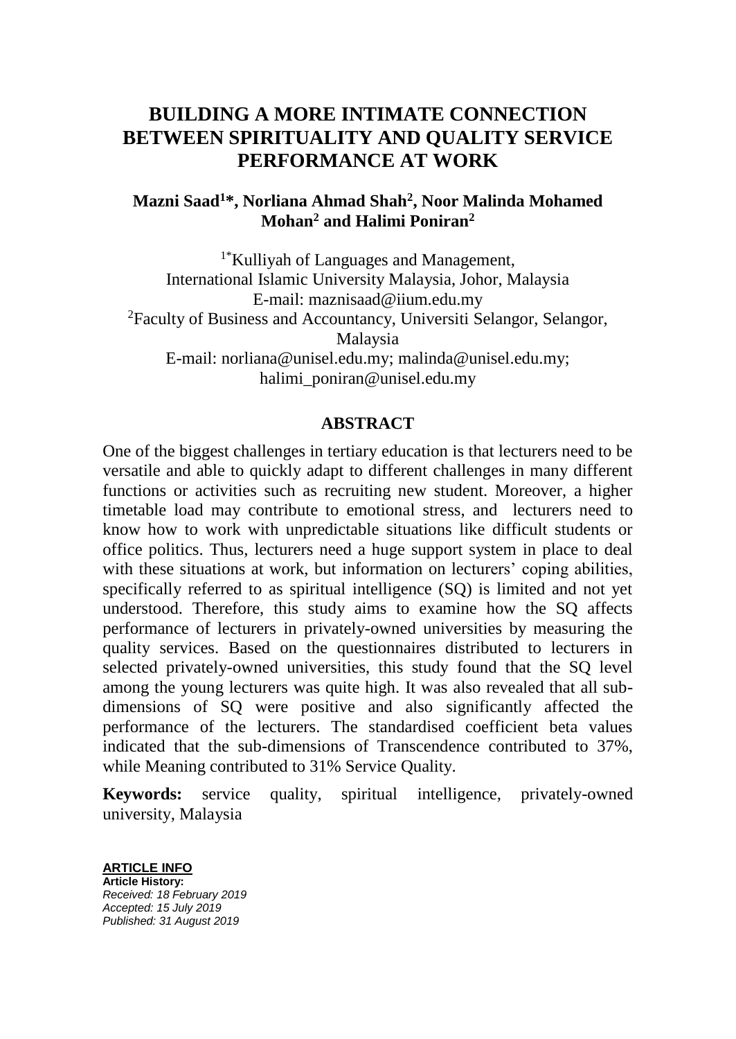# BUILDING A MORE INTIMATE CONNECTION BETWEEN SPIRITUALITY AND QUALITY SERVICE PERFORMANCE AT WORK

**Mazni Saad[1*], Norliana Ahmad Shah[2], Noor Malinda Mohamed Mohan[2] and Halimi Poniran[2]**

[1*]Kulliyah of Languages and Management,
International Islamic University Malaysia, Johor, Malaysia
E-mail: maznisaad@iium.edu.my
[2]Faculty of Business and Accountancy, Universiti Selangor, Selangor, Malaysia
E-mail: norliana@unisel.edu.my; malinda@unisel.edu.my; halimi_poniran@unisel.edu.my

## ABSTRACT

One of the biggest challenges in tertiary education is that lecturers need to be versatile and able to quickly adapt to different challenges in many different functions or activities such as recruiting new student. Moreover, a higher timetable load may contribute to emotional stress, and lecturers need to know how to work with unpredictable situations like difficult students or office politics. Thus, lecturers need a huge support system in place to deal with these situations at work, but information on lecturers' coping abilities, specifically referred to as spiritual intelligence (SQ) is limited and not yet understood. Therefore, this study aims to examine how the SQ affects performance of lecturers in privately-owned universities by measuring the quality services. Based on the questionnaires distributed to lecturers in selected privately-owned universities, this study found that the SQ level among the young lecturers was quite high. It was also revealed that all sub-dimensions of SQ were positive and also significantly affected the performance of the lecturers. The standardised coefficient beta values indicated that the sub-dimensions of Transcendence contributed to 37%, while Meaning contributed to 31% Service Quality.

**Keywords:** service quality, spiritual intelligence, privately-owned university, Malaysia

**ARTICLE INFO**
**Article History:**
*Received: 18 February 2019*
*Accepted: 15 July 2019*
*Published: 31 August 2019*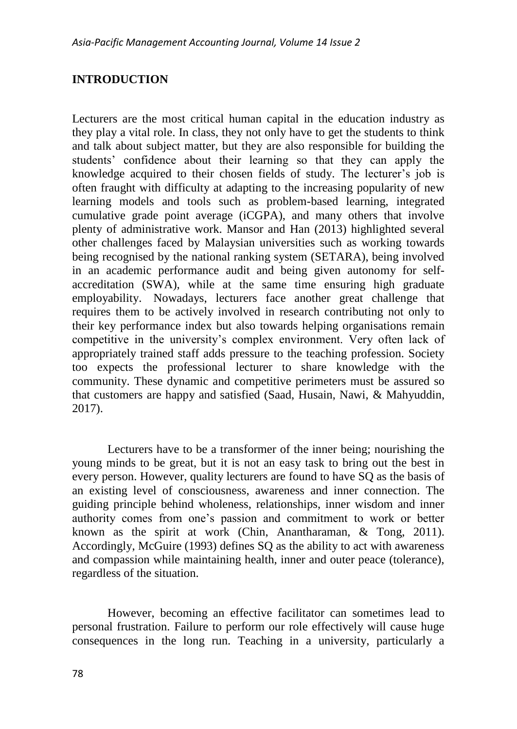## INTRODUCTION

Lecturers are the most critical human capital in the education industry as they play a vital role. In class, they not only have to get the students to think and talk about subject matter, but they are also responsible for building the students' confidence about their learning so that they can apply the knowledge acquired to their chosen fields of study. The lecturer's job is often fraught with difficulty at adapting to the increasing popularity of new learning models and tools such as problem-based learning, integrated cumulative grade point average (iCGPA), and many others that involve plenty of administrative work. Mansor and Han (2013) highlighted several other challenges faced by Malaysian universities such as working towards being recognised by the national ranking system (SETARA), being involved in an academic performance audit and being given autonomy for self-accreditation (SWA), while at the same time ensuring high graduate employability. Nowadays, lecturers face another great challenge that requires them to be actively involved in research contributing not only to their key performance index but also towards helping organisations remain competitive in the university's complex environment. Very often lack of appropriately trained staff adds pressure to the teaching profession. Society too expects the professional lecturer to share knowledge with the community. These dynamic and competitive perimeters must be assured so that customers are happy and satisfied (Saad, Husain, Nawi, & Mahyuddin, 2017).

Lecturers have to be a transformer of the inner being; nourishing the young minds to be great, but it is not an easy task to bring out the best in every person. However, quality lecturers are found to have SQ as the basis of an existing level of consciousness, awareness and inner connection. The guiding principle behind wholeness, relationships, inner wisdom and inner authority comes from one's passion and commitment to work or better known as the spirit at work (Chin, Anantharaman, & Tong, 2011). Accordingly, McGuire (1993) defines SQ as the ability to act with awareness and compassion while maintaining health, inner and outer peace (tolerance), regardless of the situation.

However, becoming an effective facilitator can sometimes lead to personal frustration. Failure to perform our role effectively will cause huge consequences in the long run. Teaching in a university, particularly a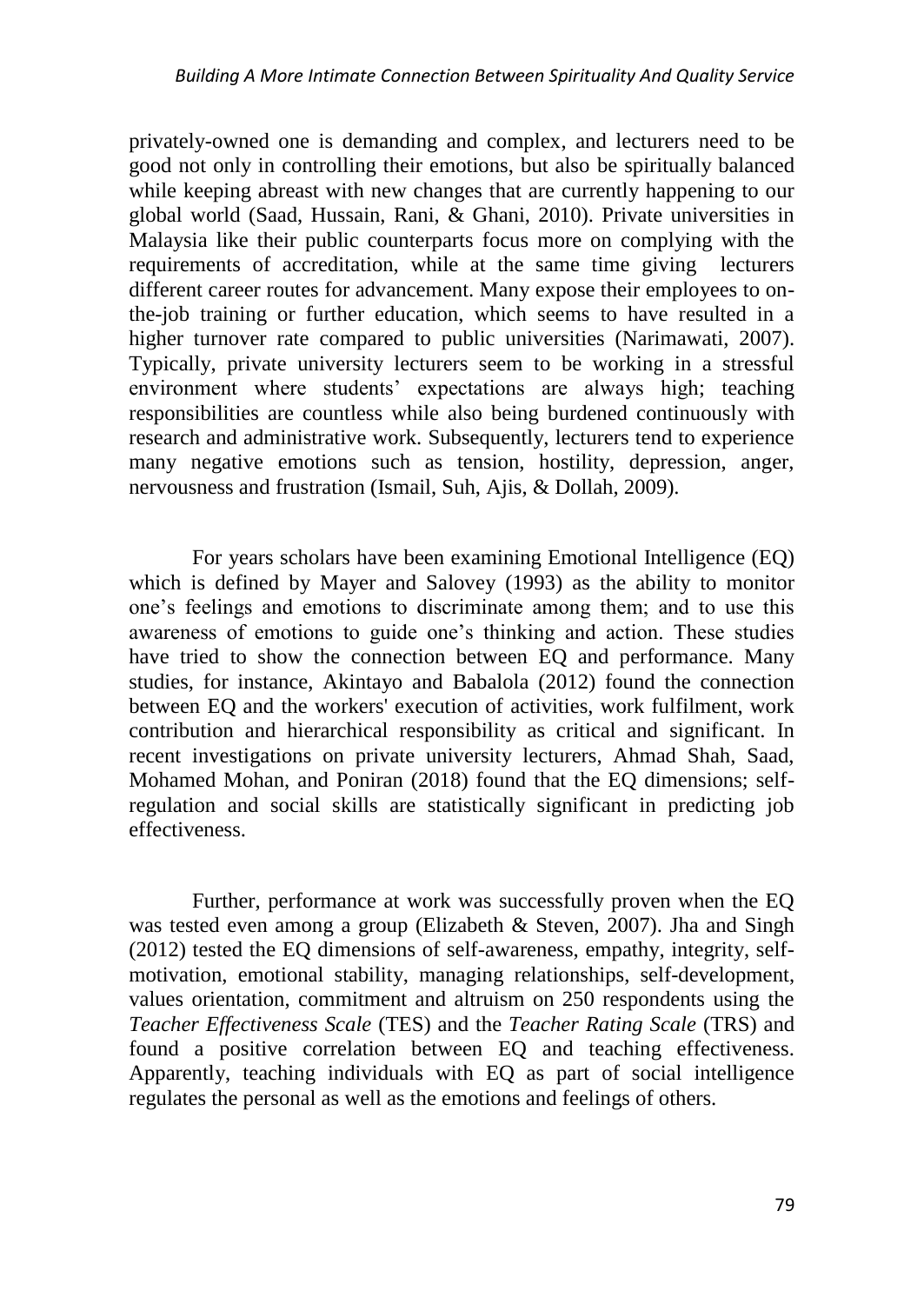privately-owned one is demanding and complex, and lecturers need to be good not only in controlling their emotions, but also be spiritually balanced while keeping abreast with new changes that are currently happening to our global world (Saad, Hussain, Rani, & Ghani, 2010). Private universities in Malaysia like their public counterparts focus more on complying with the requirements of accreditation, while at the same time giving lecturers different career routes for advancement. Many expose their employees to on-the-job training or further education, which seems to have resulted in a higher turnover rate compared to public universities (Narimawati, 2007). Typically, private university lecturers seem to be working in a stressful environment where students' expectations are always high; teaching responsibilities are countless while also being burdened continuously with research and administrative work. Subsequently, lecturers tend to experience many negative emotions such as tension, hostility, depression, anger, nervousness and frustration (Ismail, Suh, Ajis, & Dollah, 2009).

For years scholars have been examining Emotional Intelligence (EQ) which is defined by Mayer and Salovey (1993) as the ability to monitor one's feelings and emotions to discriminate among them; and to use this awareness of emotions to guide one's thinking and action. These studies have tried to show the connection between EQ and performance. Many studies, for instance, Akintayo and Babalola (2012) found the connection between EQ and the workers' execution of activities, work fulfilment, work contribution and hierarchical responsibility as critical and significant. In recent investigations on private university lecturers, Ahmad Shah, Saad, Mohamed Mohan, and Poniran (2018) found that the EQ dimensions; self-regulation and social skills are statistically significant in predicting job effectiveness.

Further, performance at work was successfully proven when the EQ was tested even among a group (Elizabeth & Steven, 2007). Jha and Singh (2012) tested the EQ dimensions of self-awareness, empathy, integrity, self-motivation, emotional stability, managing relationships, self-development, values orientation, commitment and altruism on 250 respondents using the *Teacher Effectiveness Scale* (TES) and the *Teacher Rating Scale* (TRS) and found a positive correlation between EQ and teaching effectiveness. Apparently, teaching individuals with EQ as part of social intelligence regulates the personal as well as the emotions and feelings of others.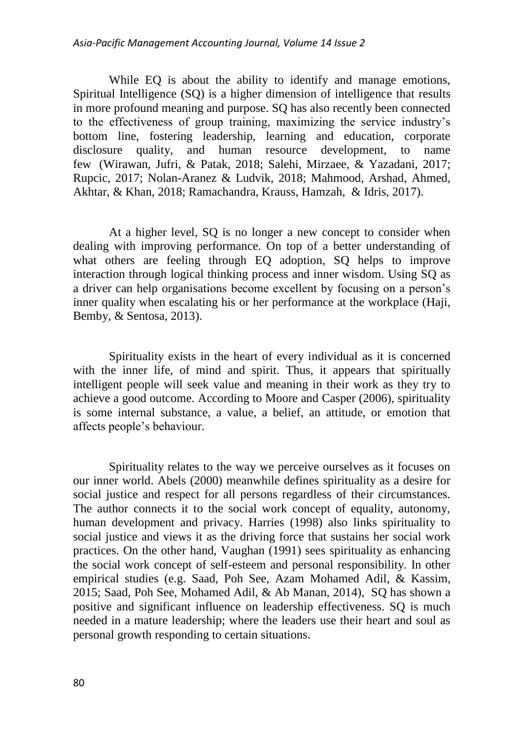While EQ is about the ability to identify and manage emotions, Spiritual Intelligence (SQ) is a higher dimension of intelligence that results in more profound meaning and purpose. SQ has also recently been connected to the effectiveness of group training, maximizing the service industry's bottom line, fostering leadership, learning and education, corporate disclosure quality, and human resource development, to name few (Wirawan, Jufri, & Patak, 2018; Salehi, Mirzaee, & Yazadani, 2017; Rupcic, 2017; Nolan-Aranez & Ludvik, 2018; Mahmood, Arshad, Ahmed, Akhtar, & Khan, 2018; Ramachandra, Krauss, Hamzah, & Idris, 2017).

At a higher level, SQ is no longer a new concept to consider when dealing with improving performance. On top of a better understanding of what others are feeling through EQ adoption, SQ helps to improve interaction through logical thinking process and inner wisdom. Using SQ as a driver can help organisations become excellent by focusing on a person's inner quality when escalating his or her performance at the workplace (Haji, Bemby, & Sentosa, 2013).

Spirituality exists in the heart of every individual as it is concerned with the inner life, of mind and spirit. Thus, it appears that spiritually intelligent people will seek value and meaning in their work as they try to achieve a good outcome. According to Moore and Casper (2006), spirituality is some internal substance, a value, a belief, an attitude, or emotion that affects people's behaviour.

Spirituality relates to the way we perceive ourselves as it focuses on our inner world. Abels (2000) meanwhile defines spirituality as a desire for social justice and respect for all persons regardless of their circumstances. The author connects it to the social work concept of equality, autonomy, human development and privacy. Harries (1998) also links spirituality to social justice and views it as the driving force that sustains her social work practices. On the other hand, Vaughan (1991) sees spirituality as enhancing the social work concept of self-esteem and personal responsibility. In other empirical studies (e.g. Saad, Poh See, Azam Mohamed Adil, & Kassim, 2015; Saad, Poh See, Mohamed Adil, & Ab Manan, 2014), SQ has shown a positive and significant influence on leadership effectiveness. SQ is much needed in a mature leadership; where the leaders use their heart and soul as personal growth responding to certain situations.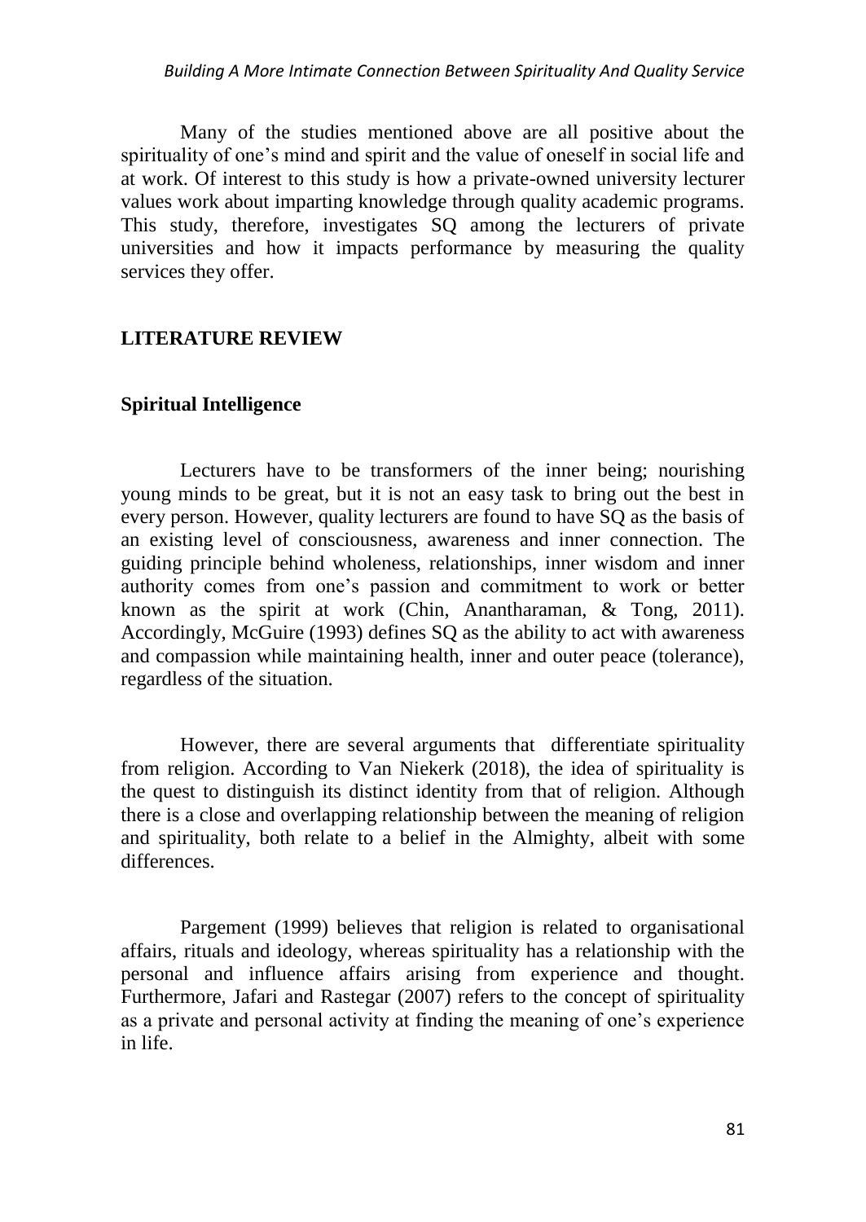Many of the studies mentioned above are all positive about the spirituality of one's mind and spirit and the value of oneself in social life and at work. Of interest to this study is how a private-owned university lecturer values work about imparting knowledge through quality academic programs. This study, therefore, investigates SQ among the lecturers of private universities and how it impacts performance by measuring the quality services they offer.

## LITERATURE REVIEW

### Spiritual Intelligence

Lecturers have to be transformers of the inner being; nourishing young minds to be great, but it is not an easy task to bring out the best in every person. However, quality lecturers are found to have SQ as the basis of an existing level of consciousness, awareness and inner connection. The guiding principle behind wholeness, relationships, inner wisdom and inner authority comes from one's passion and commitment to work or better known as the spirit at work (Chin, Anantharaman, & Tong, 2011). Accordingly, McGuire (1993) defines SQ as the ability to act with awareness and compassion while maintaining health, inner and outer peace (tolerance), regardless of the situation.

However, there are several arguments that differentiate spirituality from religion. According to Van Niekerk (2018), the idea of spirituality is the quest to distinguish its distinct identity from that of religion. Although there is a close and overlapping relationship between the meaning of religion and spirituality, both relate to a belief in the Almighty, albeit with some differences.

Pargement (1999) believes that religion is related to organisational affairs, rituals and ideology, whereas spirituality has a relationship with the personal and influence affairs arising from experience and thought. Furthermore, Jafari and Rastegar (2007) refers to the concept of spirituality as a private and personal activity at finding the meaning of one's experience in life.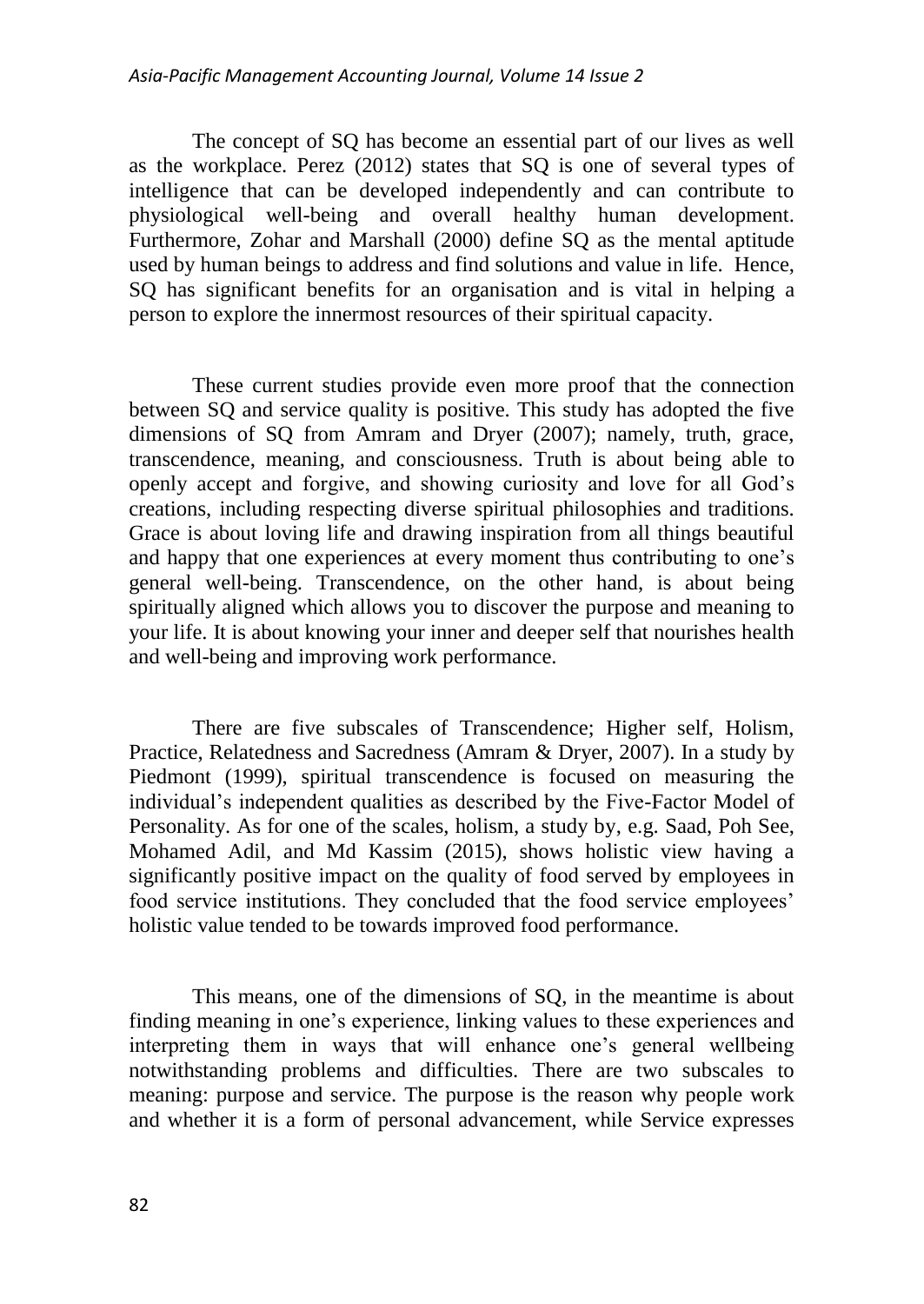The concept of SQ has become an essential part of our lives as well as the workplace. Perez (2012) states that SQ is one of several types of intelligence that can be developed independently and can contribute to physiological well-being and overall healthy human development. Furthermore, Zohar and Marshall (2000) define SQ as the mental aptitude used by human beings to address and find solutions and value in life. Hence, SQ has significant benefits for an organisation and is vital in helping a person to explore the innermost resources of their spiritual capacity.

These current studies provide even more proof that the connection between SQ and service quality is positive. This study has adopted the five dimensions of SQ from Amram and Dryer (2007); namely, truth, grace, transcendence, meaning, and consciousness. Truth is about being able to openly accept and forgive, and showing curiosity and love for all God's creations, including respecting diverse spiritual philosophies and traditions. Grace is about loving life and drawing inspiration from all things beautiful and happy that one experiences at every moment thus contributing to one's general well-being. Transcendence, on the other hand, is about being spiritually aligned which allows you to discover the purpose and meaning to your life. It is about knowing your inner and deeper self that nourishes health and well-being and improving work performance.

There are five subscales of Transcendence; Higher self, Holism, Practice, Relatedness and Sacredness (Amram & Dryer, 2007). In a study by Piedmont (1999), spiritual transcendence is focused on measuring the individual's independent qualities as described by the Five-Factor Model of Personality. As for one of the scales, holism, a study by, e.g. Saad, Poh See, Mohamed Adil, and Md Kassim (2015), shows holistic view having a significantly positive impact on the quality of food served by employees in food service institutions. They concluded that the food service employees' holistic value tended to be towards improved food performance.

This means, one of the dimensions of SQ, in the meantime is about finding meaning in one's experience, linking values to these experiences and interpreting them in ways that will enhance one's general wellbeing notwithstanding problems and difficulties. There are two subscales to meaning: purpose and service. The purpose is the reason why people work and whether it is a form of personal advancement, while Service expresses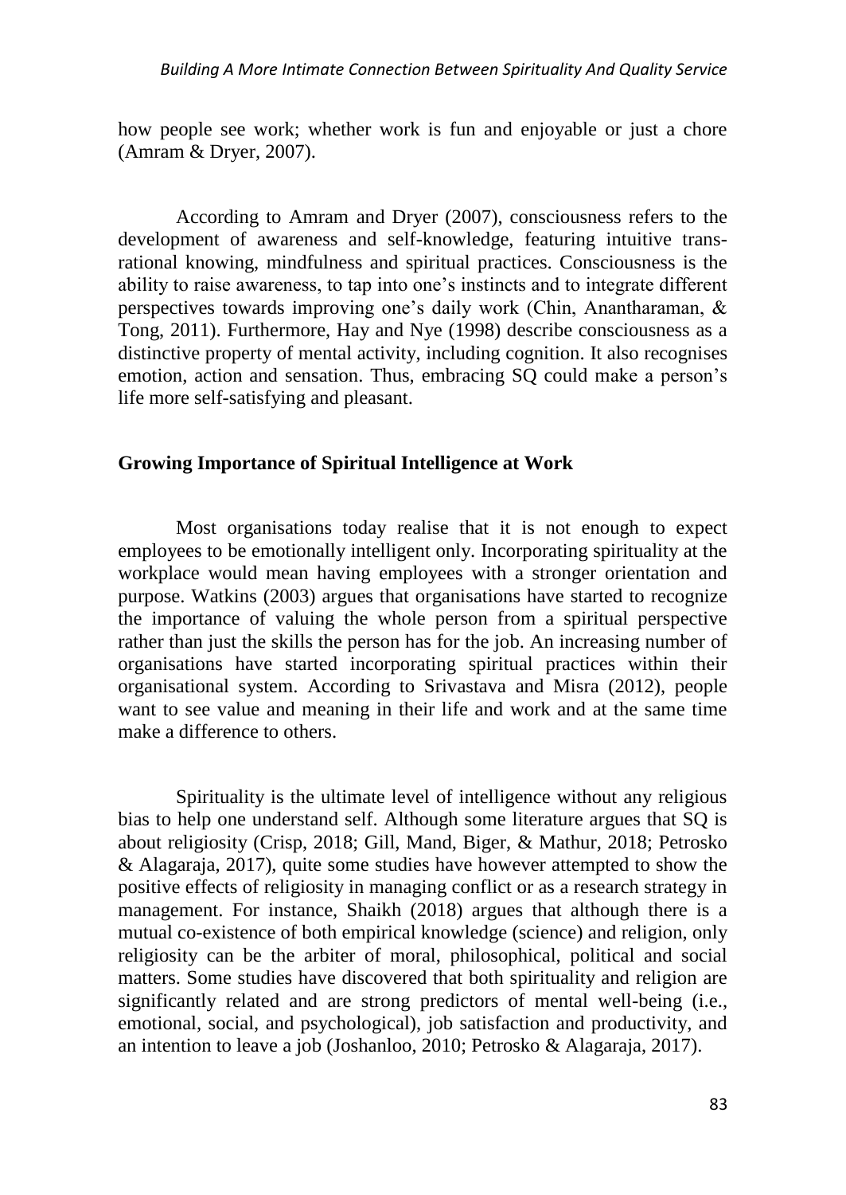how people see work; whether work is fun and enjoyable or just a chore (Amram & Dryer, 2007).

According to Amram and Dryer (2007), consciousness refers to the development of awareness and self-knowledge, featuring intuitive trans-rational knowing, mindfulness and spiritual practices. Consciousness is the ability to raise awareness, to tap into one's instincts and to integrate different perspectives towards improving one's daily work (Chin, Anantharaman, & Tong, 2011). Furthermore, Hay and Nye (1998) describe consciousness as a distinctive property of mental activity, including cognition. It also recognises emotion, action and sensation. Thus, embracing SQ could make a person's life more self-satisfying and pleasant.

## Growing Importance of Spiritual Intelligence at Work

Most organisations today realise that it is not enough to expect employees to be emotionally intelligent only. Incorporating spirituality at the workplace would mean having employees with a stronger orientation and purpose. Watkins (2003) argues that organisations have started to recognize the importance of valuing the whole person from a spiritual perspective rather than just the skills the person has for the job. An increasing number of organisations have started incorporating spiritual practices within their organisational system. According to Srivastava and Misra (2012), people want to see value and meaning in their life and work and at the same time make a difference to others.

Spirituality is the ultimate level of intelligence without any religious bias to help one understand self. Although some literature argues that SQ is about religiosity (Crisp, 2018; Gill, Mand, Biger, & Mathur, 2018; Petrosko & Alagaraja, 2017), quite some studies have however attempted to show the positive effects of religiosity in managing conflict or as a research strategy in management. For instance, Shaikh (2018) argues that although there is a mutual co-existence of both empirical knowledge (science) and religion, only religiosity can be the arbiter of moral, philosophical, political and social matters. Some studies have discovered that both spirituality and religion are significantly related and are strong predictors of mental well-being (i.e., emotional, social, and psychological), job satisfaction and productivity, and an intention to leave a job (Joshanloo, 2010; Petrosko & Alagaraja, 2017).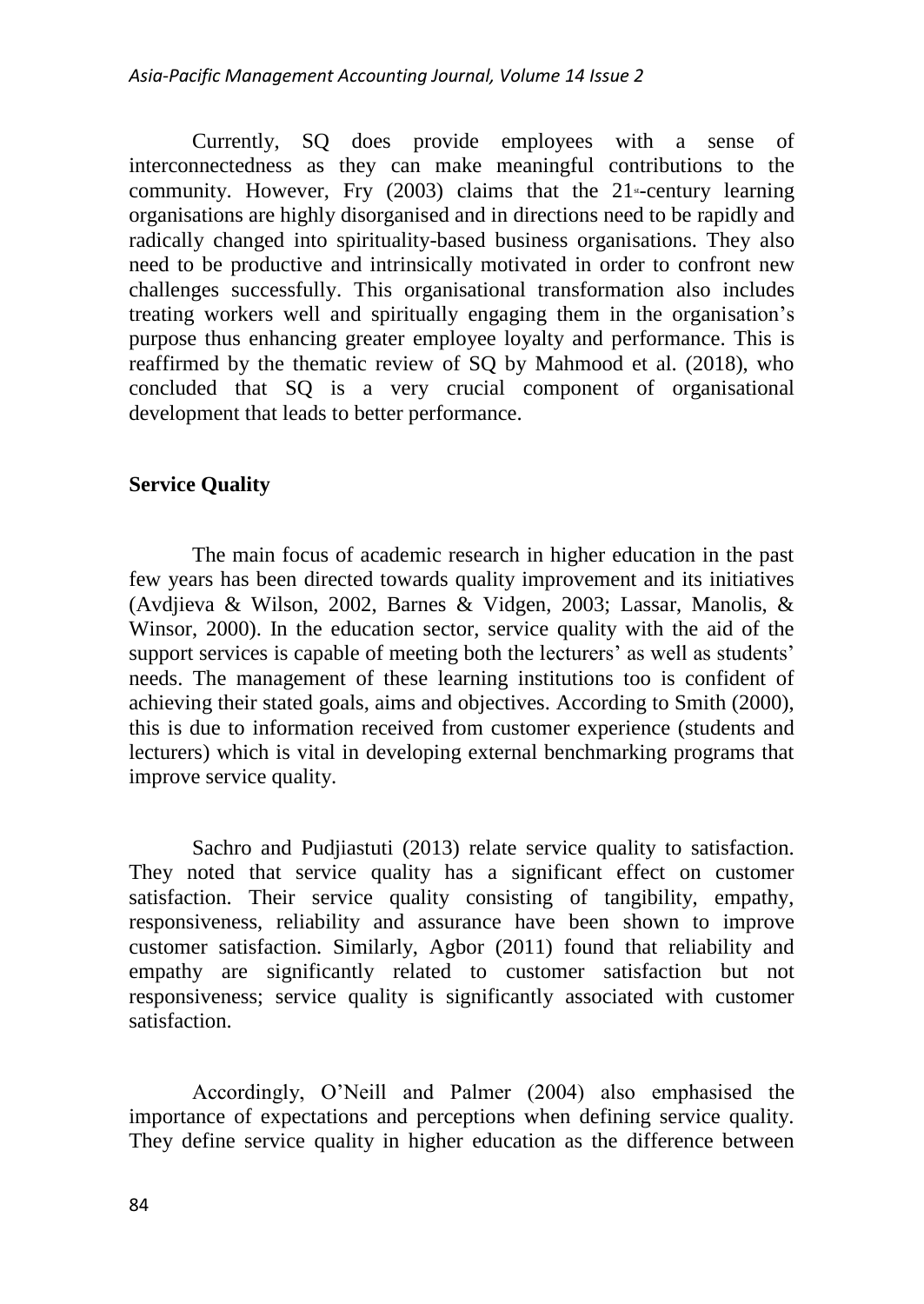Currently, SQ does provide employees with a sense of interconnectedness as they can make meaningful contributions to the community. However, Fry (2003) claims that the 21st-century learning organisations are highly disorganised and in directions need to be rapidly and radically changed into spirituality-based business organisations. They also need to be productive and intrinsically motivated in order to confront new challenges successfully. This organisational transformation also includes treating workers well and spiritually engaging them in the organisation's purpose thus enhancing greater employee loyalty and performance. This is reaffirmed by the thematic review of SQ by Mahmood et al. (2018), who concluded that SQ is a very crucial component of organisational development that leads to better performance.

## Service Quality

The main focus of academic research in higher education in the past few years has been directed towards quality improvement and its initiatives (Avdjieva & Wilson, 2002, Barnes & Vidgen, 2003; Lassar, Manolis, & Winsor, 2000). In the education sector, service quality with the aid of the support services is capable of meeting both the lecturers' as well as students' needs. The management of these learning institutions too is confident of achieving their stated goals, aims and objectives. According to Smith (2000), this is due to information received from customer experience (students and lecturers) which is vital in developing external benchmarking programs that improve service quality.

Sachro and Pudjiastuti (2013) relate service quality to satisfaction. They noted that service quality has a significant effect on customer satisfaction. Their service quality consisting of tangibility, empathy, responsiveness, reliability and assurance have been shown to improve customer satisfaction. Similarly, Agbor (2011) found that reliability and empathy are significantly related to customer satisfaction but not responsiveness; service quality is significantly associated with customer satisfaction.

Accordingly, O'Neill and Palmer (2004) also emphasised the importance of expectations and perceptions when defining service quality. They define service quality in higher education as the difference between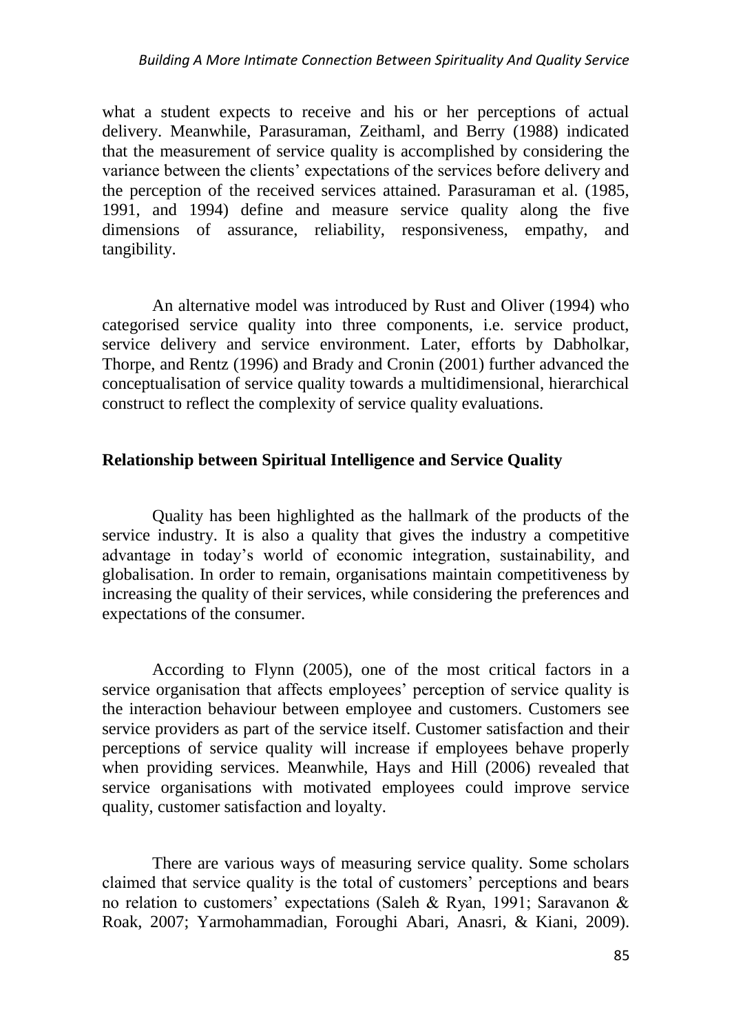what a student expects to receive and his or her perceptions of actual delivery. Meanwhile, Parasuraman, Zeithaml, and Berry (1988) indicated that the measurement of service quality is accomplished by considering the variance between the clients' expectations of the services before delivery and the perception of the received services attained. Parasuraman et al. (1985, 1991, and 1994) define and measure service quality along the five dimensions of assurance, reliability, responsiveness, empathy, and tangibility.

An alternative model was introduced by Rust and Oliver (1994) who categorised service quality into three components, i.e. service product, service delivery and service environment. Later, efforts by Dabholkar, Thorpe, and Rentz (1996) and Brady and Cronin (2001) further advanced the conceptualisation of service quality towards a multidimensional, hierarchical construct to reflect the complexity of service quality evaluations.

## Relationship between Spiritual Intelligence and Service Quality

Quality has been highlighted as the hallmark of the products of the service industry. It is also a quality that gives the industry a competitive advantage in today's world of economic integration, sustainability, and globalisation. In order to remain, organisations maintain competitiveness by increasing the quality of their services, while considering the preferences and expectations of the consumer.

According to Flynn (2005), one of the most critical factors in a service organisation that affects employees' perception of service quality is the interaction behaviour between employee and customers. Customers see service providers as part of the service itself. Customer satisfaction and their perceptions of service quality will increase if employees behave properly when providing services. Meanwhile, Hays and Hill (2006) revealed that service organisations with motivated employees could improve service quality, customer satisfaction and loyalty.

There are various ways of measuring service quality. Some scholars claimed that service quality is the total of customers' perceptions and bears no relation to customers' expectations (Saleh & Ryan, 1991; Saravanon & Roak, 2007; Yarmohammadian, Foroughi Abari, Anasri, & Kiani, 2009).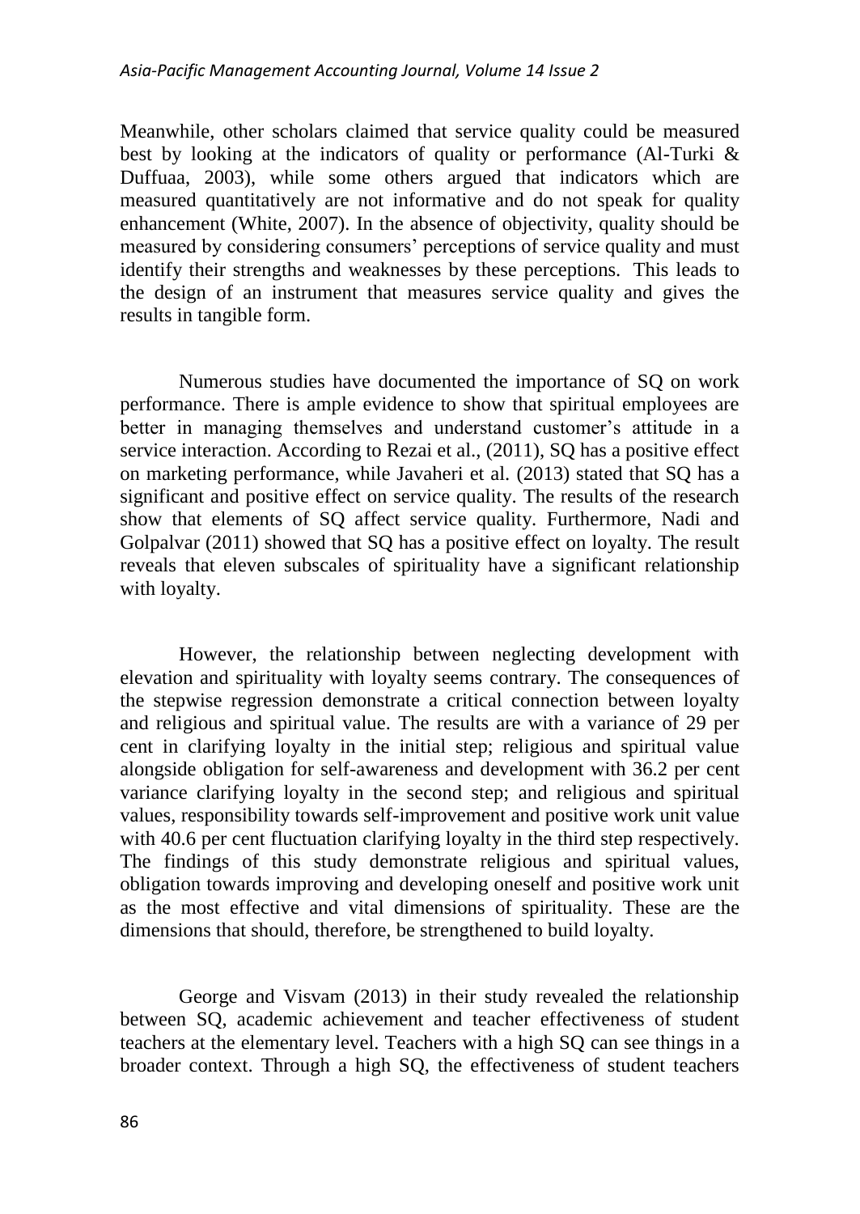Meanwhile, other scholars claimed that service quality could be measured best by looking at the indicators of quality or performance (Al-Turki & Duffuaa, 2003), while some others argued that indicators which are measured quantitatively are not informative and do not speak for quality enhancement (White, 2007). In the absence of objectivity, quality should be measured by considering consumers' perceptions of service quality and must identify their strengths and weaknesses by these perceptions. This leads to the design of an instrument that measures service quality and gives the results in tangible form.

Numerous studies have documented the importance of SQ on work performance. There is ample evidence to show that spiritual employees are better in managing themselves and understand customer's attitude in a service interaction. According to Rezai et al., (2011), SQ has a positive effect on marketing performance, while Javaheri et al. (2013) stated that SQ has a significant and positive effect on service quality. The results of the research show that elements of SQ affect service quality. Furthermore, Nadi and Golpalvar (2011) showed that SQ has a positive effect on loyalty. The result reveals that eleven subscales of spirituality have a significant relationship with loyalty.

However, the relationship between neglecting development with elevation and spirituality with loyalty seems contrary. The consequences of the stepwise regression demonstrate a critical connection between loyalty and religious and spiritual value. The results are with a variance of 29 per cent in clarifying loyalty in the initial step; religious and spiritual value alongside obligation for self-awareness and development with 36.2 per cent variance clarifying loyalty in the second step; and religious and spiritual values, responsibility towards self-improvement and positive work unit value with 40.6 per cent fluctuation clarifying loyalty in the third step respectively. The findings of this study demonstrate religious and spiritual values, obligation towards improving and developing oneself and positive work unit as the most effective and vital dimensions of spirituality. These are the dimensions that should, therefore, be strengthened to build loyalty.

George and Visvam (2013) in their study revealed the relationship between SQ, academic achievement and teacher effectiveness of student teachers at the elementary level. Teachers with a high SQ can see things in a broader context. Through a high SQ, the effectiveness of student teachers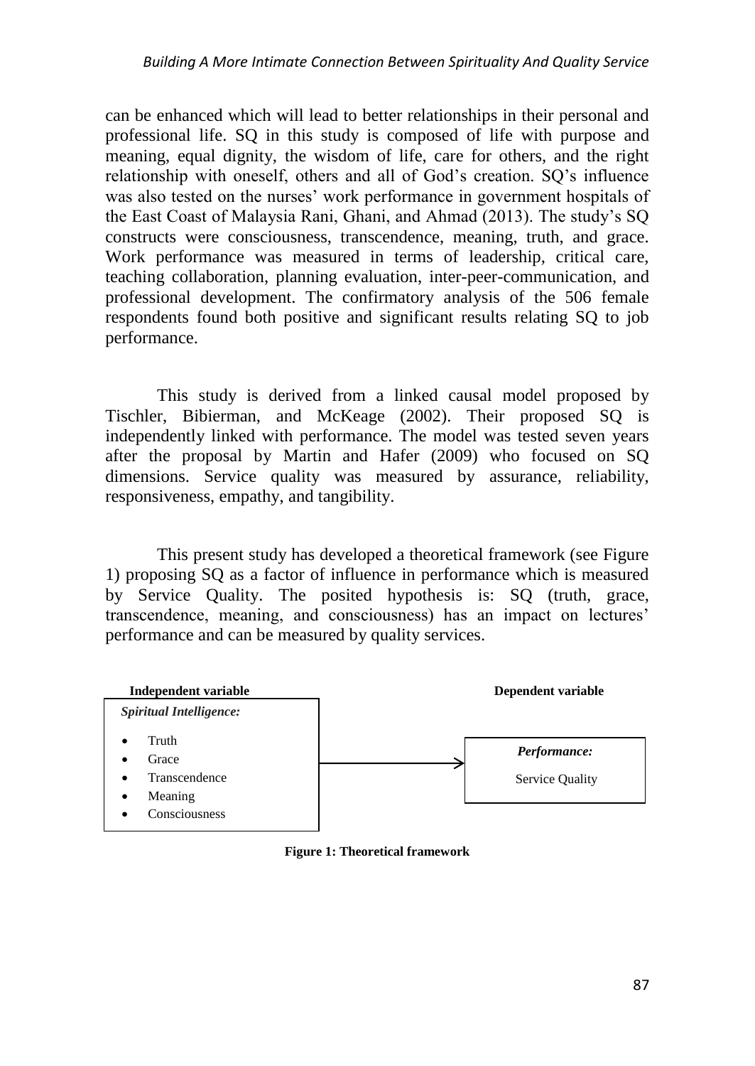can be enhanced which will lead to better relationships in their personal and professional life. SQ in this study is composed of life with purpose and meaning, equal dignity, the wisdom of life, care for others, and the right relationship with oneself, others and all of God's creation. SQ's influence was also tested on the nurses' work performance in government hospitals of the East Coast of Malaysia Rani, Ghani, and Ahmad (2013). The study's SQ constructs were consciousness, transcendence, meaning, truth, and grace. Work performance was measured in terms of leadership, critical care, teaching collaboration, planning evaluation, inter-peer-communication, and professional development. The confirmatory analysis of the 506 female respondents found both positive and significant results relating SQ to job performance.

This study is derived from a linked causal model proposed by Tischler, Bibierman, and McKeage (2002). Their proposed SQ is independently linked with performance. The model was tested seven years after the proposal by Martin and Hafer (2009) who focused on SQ dimensions. Service quality was measured by assurance, reliability, responsiveness, empathy, and tangibility.

This present study has developed a theoretical framework (see Figure 1) proposing SQ as a factor of influence in performance which is measured by Service Quality. The posited hypothesis is: SQ (truth, grace, transcendence, meaning, and consciousness) has an impact on lectures' performance and can be measured by quality services.

| **Independent variable** | | **Dependent variable** |
|---|---|---|
| *Spiritual Intelligence:*<br>• Truth<br>• Grace<br>• Transcendence<br>• Meaning<br>• Consciousness | → | *Performance:*<br>Service Quality |

**Figure 1: Theoretical framework**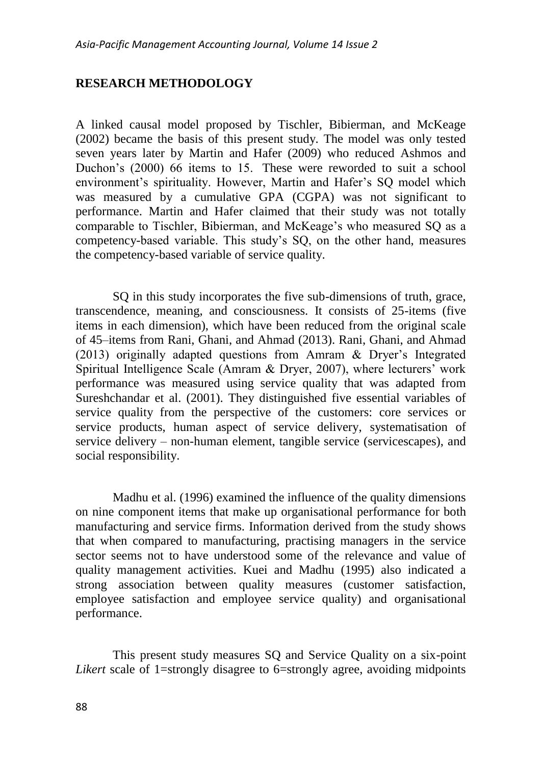## RESEARCH METHODOLOGY

A linked causal model proposed by Tischler, Bibierman, and McKeage (2002) became the basis of this present study. The model was only tested seven years later by Martin and Hafer (2009) who reduced Ashmos and Duchon's (2000) 66 items to 15. These were reworded to suit a school environment's spirituality. However, Martin and Hafer's SQ model which was measured by a cumulative GPA (CGPA) was not significant to performance. Martin and Hafer claimed that their study was not totally comparable to Tischler, Bibierman, and McKeage's who measured SQ as a competency-based variable. This study's SQ, on the other hand, measures the competency-based variable of service quality.

SQ in this study incorporates the five sub-dimensions of truth, grace, transcendence, meaning, and consciousness. It consists of 25-items (five items in each dimension), which have been reduced from the original scale of 45–items from Rani, Ghani, and Ahmad (2013). Rani, Ghani, and Ahmad (2013) originally adapted questions from Amram & Dryer's Integrated Spiritual Intelligence Scale (Amram & Dryer, 2007), where lecturers' work performance was measured using service quality that was adapted from Sureshchandar et al. (2001). They distinguished five essential variables of service quality from the perspective of the customers: core services or service products, human aspect of service delivery, systematisation of service delivery – non-human element, tangible service (servicescapes), and social responsibility.

Madhu et al. (1996) examined the influence of the quality dimensions on nine component items that make up organisational performance for both manufacturing and service firms. Information derived from the study shows that when compared to manufacturing, practising managers in the service sector seems not to have understood some of the relevance and value of quality management activities. Kuei and Madhu (1995) also indicated a strong association between quality measures (customer satisfaction, employee satisfaction and employee service quality) and organisational performance.

This present study measures SQ and Service Quality on a six-point *Likert* scale of 1=strongly disagree to 6=strongly agree, avoiding midpoints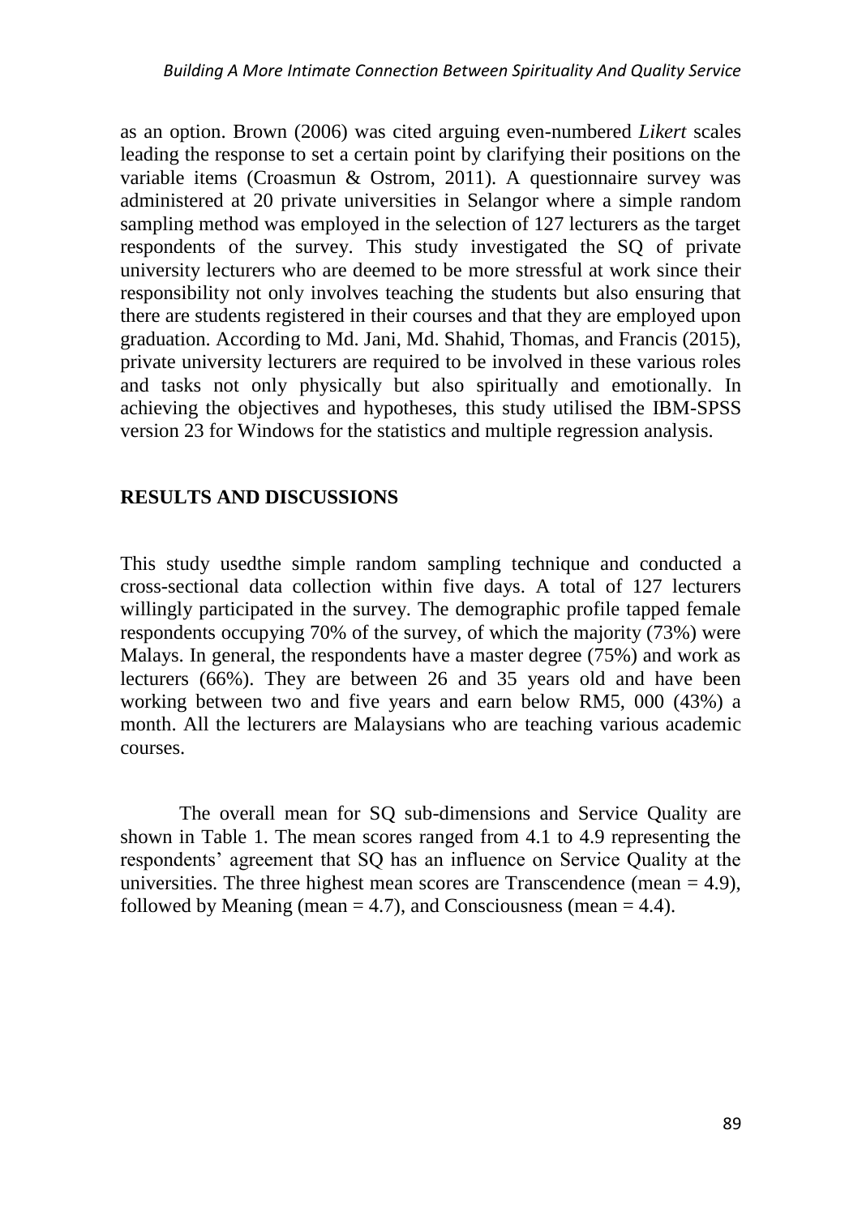as an option. Brown (2006) was cited arguing even-numbered *Likert* scales leading the response to set a certain point by clarifying their positions on the variable items (Croasmun & Ostrom, 2011). A questionnaire survey was administered at 20 private universities in Selangor where a simple random sampling method was employed in the selection of 127 lecturers as the target respondents of the survey. This study investigated the SQ of private university lecturers who are deemed to be more stressful at work since their responsibility not only involves teaching the students but also ensuring that there are students registered in their courses and that they are employed upon graduation. According to Md. Jani, Md. Shahid, Thomas, and Francis (2015), private university lecturers are required to be involved in these various roles and tasks not only physically but also spiritually and emotionally. In achieving the objectives and hypotheses, this study utilised the IBM-SPSS version 23 for Windows for the statistics and multiple regression analysis.

## RESULTS AND DISCUSSIONS

This study usedthe simple random sampling technique and conducted a cross-sectional data collection within five days. A total of 127 lecturers willingly participated in the survey. The demographic profile tapped female respondents occupying 70% of the survey, of which the majority (73%) were Malays. In general, the respondents have a master degree (75%) and work as lecturers (66%). They are between 26 and 35 years old and have been working between two and five years and earn below RM5, 000 (43%) a month. All the lecturers are Malaysians who are teaching various academic courses.

The overall mean for SQ sub-dimensions and Service Quality are shown in Table 1. The mean scores ranged from 4.1 to 4.9 representing the respondents' agreement that SQ has an influence on Service Quality at the universities. The three highest mean scores are Transcendence (mean = 4.9), followed by Meaning (mean = 4.7), and Consciousness (mean = 4.4).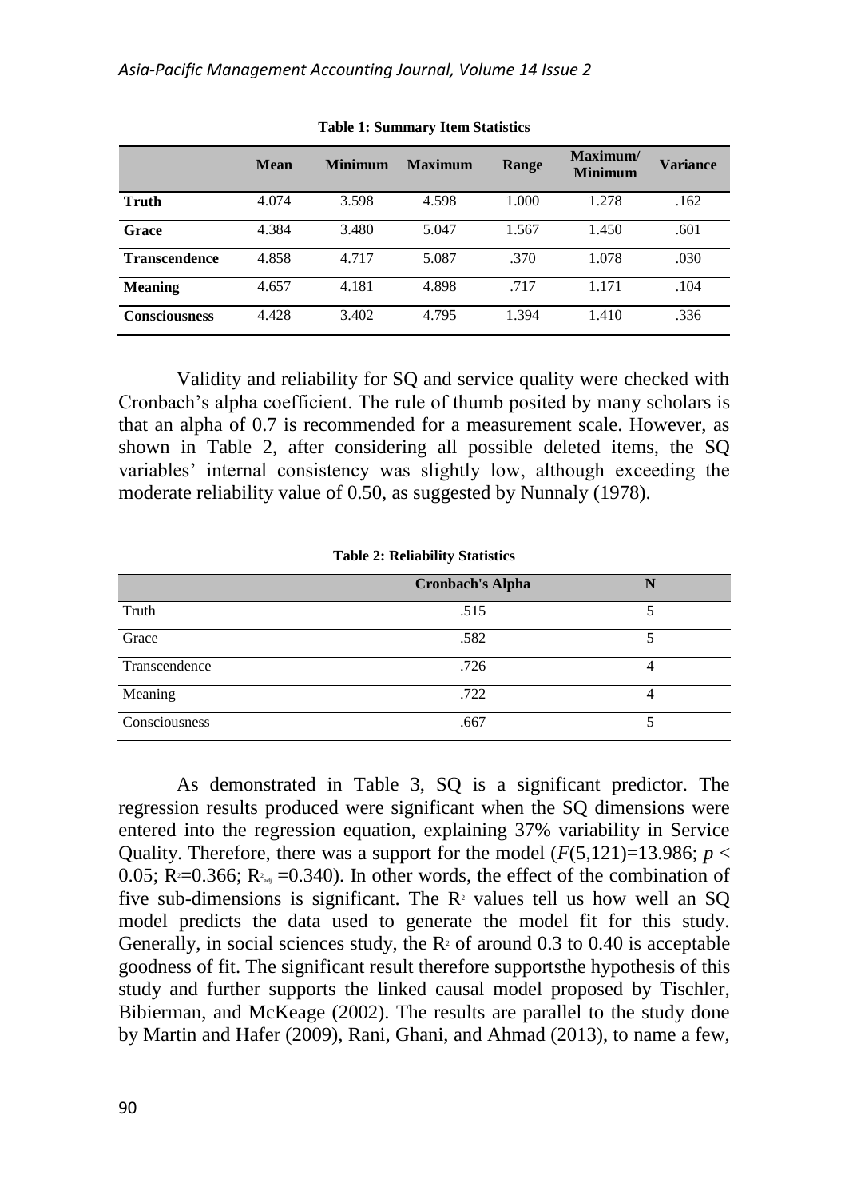**Table 1: Summary Item Statistics**

| | Mean | Minimum | Maximum | Range | Maximum/ Minimum | Variance |
|---|---|---|---|---|---|---|
| **Truth** | 4.074 | 3.598 | 4.598 | 1.000 | 1.278 | .162 |
| **Grace** | 4.384 | 3.480 | 5.047 | 1.567 | 1.450 | .601 |
| **Transcendence** | 4.858 | 4.717 | 5.087 | .370 | 1.078 | .030 |
| **Meaning** | 4.657 | 4.181 | 4.898 | .717 | 1.171 | .104 |
| **Consciousness** | 4.428 | 3.402 | 4.795 | 1.394 | 1.410 | .336 |

Validity and reliability for SQ and service quality were checked with Cronbach's alpha coefficient. The rule of thumb posited by many scholars is that an alpha of 0.7 is recommended for a measurement scale. However, as shown in Table 2, after considering all possible deleted items, the SQ variables' internal consistency was slightly low, although exceeding the moderate reliability value of 0.50, as suggested by Nunnaly (1978).

**Table 2: Reliability Statistics**

| | Cronbach's Alpha | N |
|---|---|---|
| Truth | .515 | 5 |
| Grace | .582 | 5 |
| Transcendence | .726 | 4 |
| Meaning | .722 | 4 |
| Consciousness | .667 | 5 |

As demonstrated in Table 3, SQ is a significant predictor. The regression results produced were significant when the SQ dimensions were entered into the regression equation, explaining 37% variability in Service Quality. Therefore, there was a support for the model ($F(5,121)=13.986$; $p < 0.05$; $R^2=0.366$; $R^2_{adj}=0.340$). In other words, the effect of the combination of five sub-dimensions is significant. The $R^2$ values tell us how well an SQ model predicts the data used to generate the model fit for this study. Generally, in social sciences study, the $R^2$ of around 0.3 to 0.40 is acceptable goodness of fit. The significant result therefore supportsthe hypothesis of this study and further supports the linked causal model proposed by Tischler, Bibierman, and McKeage (2002). The results are parallel to the study done by Martin and Hafer (2009), Rani, Ghani, and Ahmad (2013), to name a few,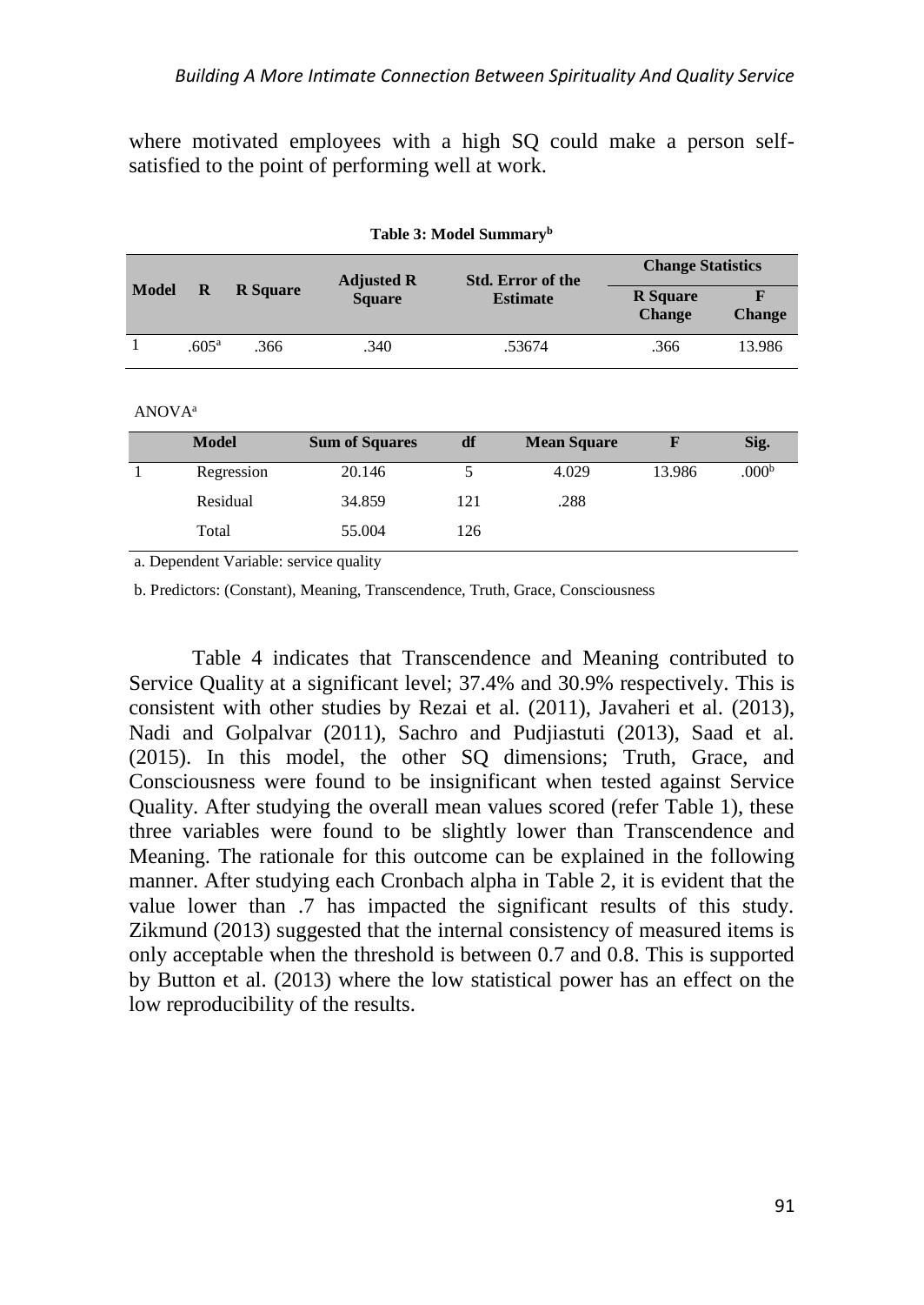where motivated employees with a high SQ could make a person self-satisfied to the point of performing well at work.

**Table 3: Model Summary[b]**

| Model | R | R Square | Adjusted R Square | Std. Error of the Estimate | Change Statistics | |
|---|---|---|---|---|---|---|
| | | | | | R Square Change | F Change |
| 1 | .605[a] | .366 | .340 | .53674 | .366 | 13.986 |

ANOVA[a]

| | Model | Sum of Squares | df | Mean Square | F | Sig. |
|---|---|---|---|---|---|---|
| 1 | Regression | 20.146 | 5 | 4.029 | 13.986 | .000[b] |
| | Residual | 34.859 | 121 | .288 | | |
| | Total | 55.004 | 126 | | | |

a. Dependent Variable: service quality

b. Predictors: (Constant), Meaning, Transcendence, Truth, Grace, Consciousness

Table 4 indicates that Transcendence and Meaning contributed to Service Quality at a significant level; 37.4% and 30.9% respectively. This is consistent with other studies by Rezai et al. (2011), Javaheri et al. (2013), Nadi and Golpalvar (2011), Sachro and Pudjiastuti (2013), Saad et al. (2015). In this model, the other SQ dimensions; Truth, Grace, and Consciousness were found to be insignificant when tested against Service Quality. After studying the overall mean values scored (refer Table 1), these three variables were found to be slightly lower than Transcendence and Meaning. The rationale for this outcome can be explained in the following manner. After studying each Cronbach alpha in Table 2, it is evident that the value lower than .7 has impacted the significant results of this study. Zikmund (2013) suggested that the internal consistency of measured items is only acceptable when the threshold is between 0.7 and 0.8. This is supported by Button et al. (2013) where the low statistical power has an effect on the low reproducibility of the results.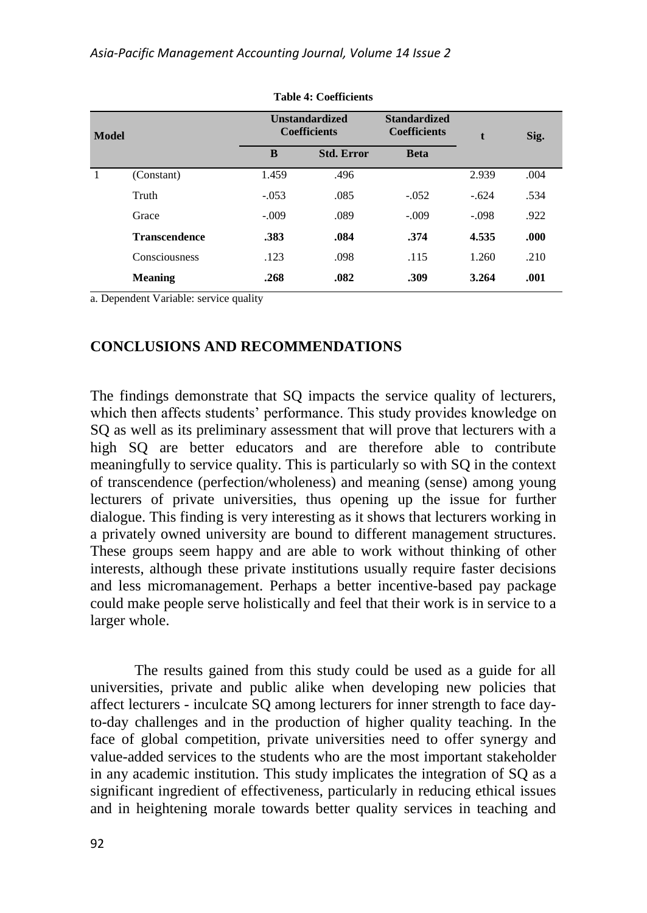**Table 4: Coefficients**

| Model | | Unstandardized Coefficients | | Standardized Coefficients | t | Sig. |
|---|---|---|---|---|---|---|
| | | B | Std. Error | Beta | | |
| 1 | (Constant) | 1.459 | .496 | | 2.939 | .004 |
| | Truth | -.053 | .085 | -.052 | -.624 | .534 |
| | Grace | -.009 | .089 | -.009 | -.098 | .922 |
| | **Transcendence** | **.383** | **.084** | **.374** | **4.535** | **.000** |
| | Consciousness | .123 | .098 | .115 | 1.260 | .210 |
| | **Meaning** | **.268** | **.082** | **.309** | **3.264** | **.001** |

a. Dependent Variable: service quality

## CONCLUSIONS AND RECOMMENDATIONS

The findings demonstrate that SQ impacts the service quality of lecturers, which then affects students' performance. This study provides knowledge on SQ as well as its preliminary assessment that will prove that lecturers with a high SQ are better educators and are therefore able to contribute meaningfully to service quality. This is particularly so with SQ in the context of transcendence (perfection/wholeness) and meaning (sense) among young lecturers of private universities, thus opening up the issue for further dialogue. This finding is very interesting as it shows that lecturers working in a privately owned university are bound to different management structures. These groups seem happy and are able to work without thinking of other interests, although these private institutions usually require faster decisions and less micromanagement. Perhaps a better incentive-based pay package could make people serve holistically and feel that their work is in service to a larger whole.

The results gained from this study could be used as a guide for all universities, private and public alike when developing new policies that affect lecturers - inculcate SQ among lecturers for inner strength to face day-to-day challenges and in the production of higher quality teaching. In the face of global competition, private universities need to offer synergy and value-added services to the students who are the most important stakeholder in any academic institution. This study implicates the integration of SQ as a significant ingredient of effectiveness, particularly in reducing ethical issues and in heightening morale towards better quality services in teaching and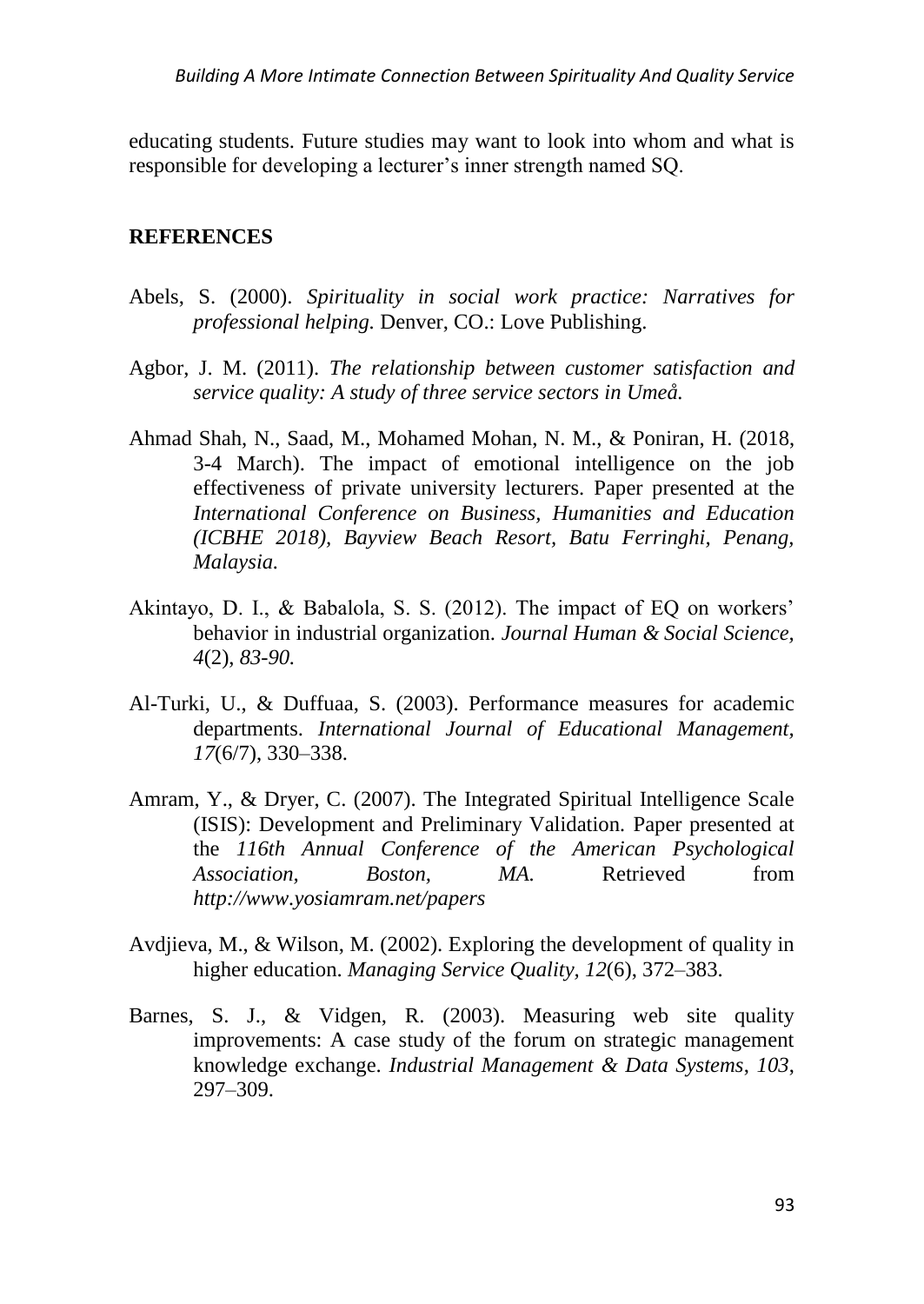educating students. Future studies may want to look into whom and what is responsible for developing a lecturer's inner strength named SQ.

## REFERENCES

Abels, S. (2000). *Spirituality in social work practice: Narratives for professional helping.* Denver, CO.: Love Publishing.

Agbor, J. M. (2011). *The relationship between customer satisfaction and service quality: A study of three service sectors in Umeå.*

Ahmad Shah, N., Saad, M., Mohamed Mohan, N. M., & Poniran, H. (2018, 3-4 March). The impact of emotional intelligence on the job effectiveness of private university lecturers. Paper presented at the *International Conference on Business, Humanities and Education (ICBHE 2018), Bayview Beach Resort, Batu Ferringhi, Penang, Malaysia.*

Akintayo, D. I., & Babalola, S. S. (2012). The impact of EQ on workers' behavior in industrial organization. *Journal Human & Social Science, 4*(2), *83-90.*

Al-Turki, U., & Duffuaa, S. (2003). Performance measures for academic departments. *International Journal of Educational Management, 17*(6/7), 330–338.

Amram, Y., & Dryer, C. (2007). The Integrated Spiritual Intelligence Scale (ISIS): Development and Preliminary Validation. Paper presented at the *116th Annual Conference of the American Psychological Association, Boston, MA.* Retrieved from *http://www.yosiamram.net/papers*

Avdjieva, M., & Wilson, M. (2002). Exploring the development of quality in higher education. *Managing Service Quality, 12*(6), 372–383.

Barnes, S. J., & Vidgen, R. (2003). Measuring web site quality improvements: A case study of the forum on strategic management knowledge exchange. *Industrial Management & Data Systems*, *103*, 297–309.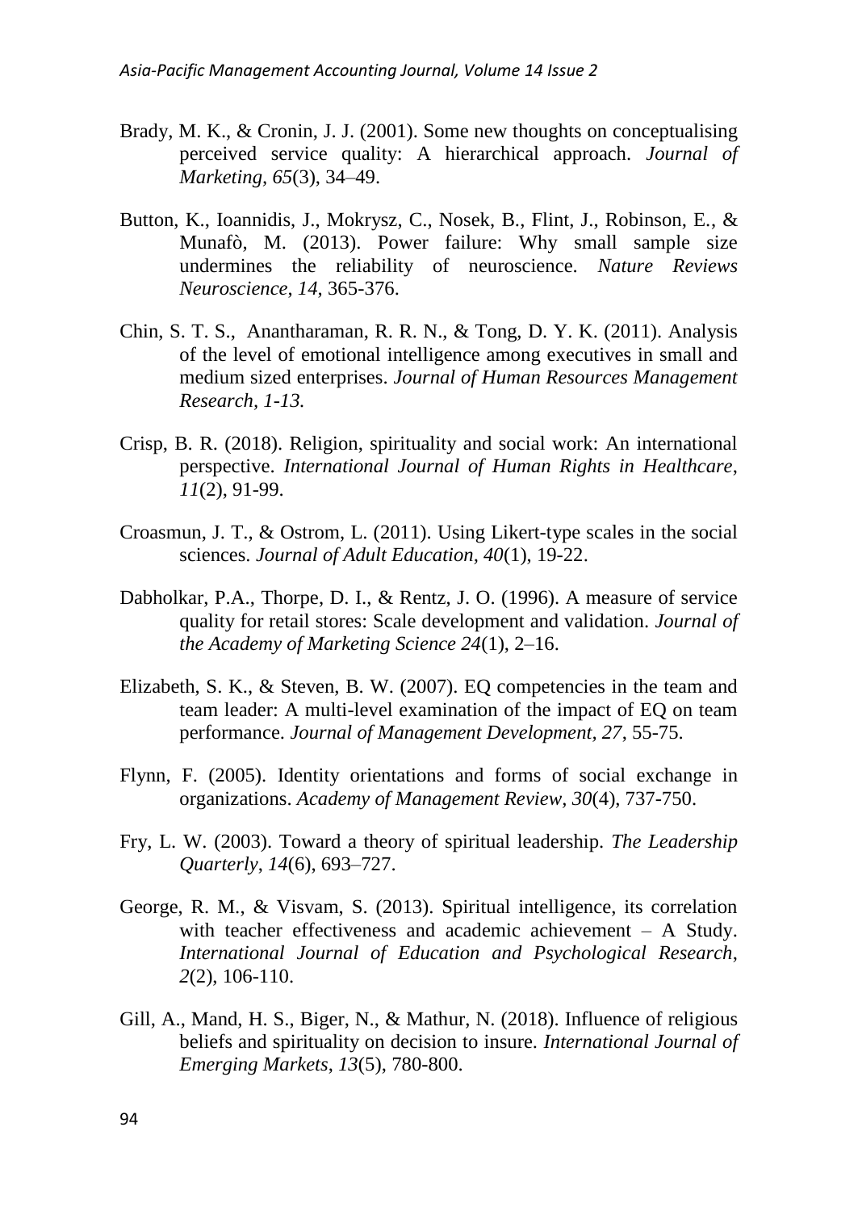Brady, M. K., & Cronin, J. J. (2001). Some new thoughts on conceptualising perceived service quality: A hierarchical approach. *Journal of Marketing*, *65*(3), 34–49.

Button, K., Ioannidis, J., Mokrysz, C., Nosek, B., Flint, J., Robinson, E., & Munafò, M. (2013). Power failure: Why small sample size undermines the reliability of neuroscience. *Nature Reviews Neuroscience*, *14*, 365-376.

Chin, S. T. S., Anantharaman, R. R. N., & Tong, D. Y. K. (2011). Analysis of the level of emotional intelligence among executives in small and medium sized enterprises. *Journal of Human Resources Management Research, 1-13.*

Crisp, B. R. (2018). Religion, spirituality and social work: An international perspective. *International Journal of Human Rights in Healthcare*, *11*(2), 91-99.

Croasmun, J. T., & Ostrom, L. (2011). Using Likert-type scales in the social sciences. *Journal of Adult Education*, *40*(1), 19-22.

Dabholkar, P.A., Thorpe, D. I., & Rentz, J. O. (1996). A measure of service quality for retail stores: Scale development and validation. *Journal of the Academy of Marketing Science 24*(1), 2–16.

Elizabeth, S. K., & Steven, B. W. (2007). EQ competencies in the team and team leader: A multi-level examination of the impact of EQ on team performance. *Journal of Management Development*, *27*, 55-75.

Flynn, F. (2005). Identity orientations and forms of social exchange in organizations. *Academy of Management Review*, *30*(4), 737-750.

Fry, L. W. (2003). Toward a theory of spiritual leadership. *The Leadership Quarterly*, *14*(6), 693–727.

George, R. M., & Visvam, S. (2013). Spiritual intelligence, its correlation with teacher effectiveness and academic achievement – A Study. *International Journal of Education and Psychological Research*, *2*(2), 106-110.

Gill, A., Mand, H. S., Biger, N., & Mathur, N. (2018). Influence of religious beliefs and spirituality on decision to insure. *International Journal of Emerging Markets*, *13*(5), 780-800.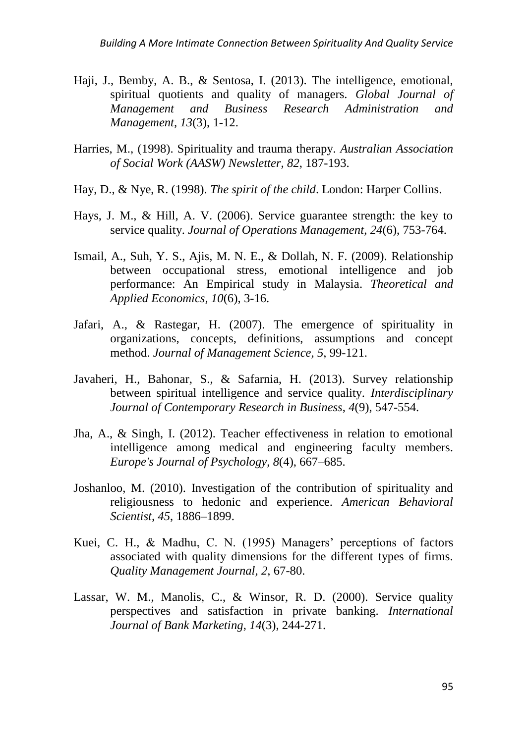Haji, J., Bemby, A. B., & Sentosa, I. (2013). The intelligence, emotional, spiritual quotients and quality of managers. *Global Journal of Management and Business Research Administration and Management*, *13*(3), 1-12.

Harries, M., (1998). Spirituality and trauma therapy. *Australian Association of Social Work (AASW) Newsletter, 82*, 187-193.

Hay, D., & Nye, R. (1998). *The spirit of the child*. London: Harper Collins.

Hays, J. M., & Hill, A. V. (2006). Service guarantee strength: the key to service quality. *Journal of Operations Management*, *24*(6), 753-764.

Ismail, A., Suh, Y. S., Ajis, M. N. E., & Dollah, N. F. (2009). Relationship between occupational stress, emotional intelligence and job performance: An Empirical study in Malaysia. *Theoretical and Applied Economics, 10*(6), 3-16.

Jafari, A., & Rastegar, H. (2007). The emergence of spirituality in organizations, concepts, definitions, assumptions and concept method. *Journal of Management Science, 5*, 99-121.

Javaheri, H., Bahonar, S., & Safarnia, H. (2013). Survey relationship between spiritual intelligence and service quality. *Interdisciplinary Journal of Contemporary Research in Business*, *4*(9), 547-554.

Jha, A., & Singh, I. (2012). Teacher effectiveness in relation to emotional intelligence among medical and engineering faculty members. *Europe's Journal of Psychology*, *8*(4), 667–685.

Joshanloo, M. (2010). Investigation of the contribution of spirituality and religiousness to hedonic and experience. *American Behavioral Scientist*, *45*, 1886–1899.

Kuei, C. H., & Madhu, C. N. (1995) Managers' perceptions of factors associated with quality dimensions for the different types of firms. *Quality Management Journal*, *2*, 67-80.

Lassar, W. M., Manolis, C., & Winsor, R. D. (2000). Service quality perspectives and satisfaction in private banking. *International Journal of Bank Marketing*, *14*(3), 244-271.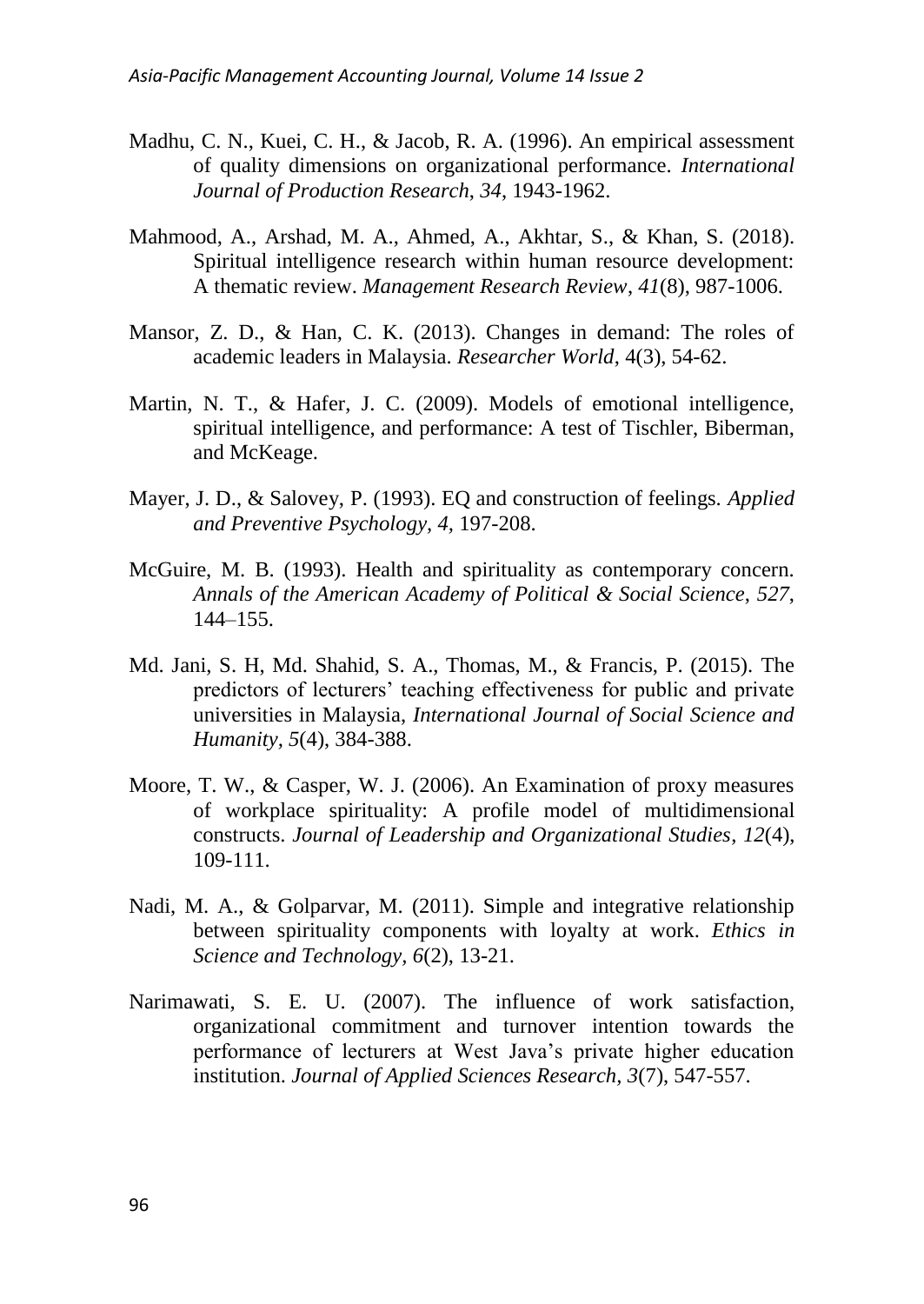Madhu, C. N., Kuei, C. H., & Jacob, R. A. (1996). An empirical assessment of quality dimensions on organizational performance. *International Journal of Production Research*, *34*, 1943-1962.

Mahmood, A., Arshad, M. A., Ahmed, A., Akhtar, S., & Khan, S. (2018). Spiritual intelligence research within human resource development: A thematic review. *Management Research Review*, *41*(8), 987-1006.

Mansor, Z. D., & Han, C. K. (2013). Changes in demand: The roles of academic leaders in Malaysia. *Researcher World*, 4(3), 54-62.

Martin, N. T., & Hafer, J. C. (2009). Models of emotional intelligence, spiritual intelligence, and performance: A test of Tischler, Biberman, and McKeage.

Mayer, J. D., & Salovey, P. (1993). EQ and construction of feelings. *Applied and Preventive Psychology, 4*, 197-208.

McGuire, M. B. (1993). Health and spirituality as contemporary concern. *Annals of the American Academy of Political & Social Science*, *527*, 144–155.

Md. Jani, S. H, Md. Shahid, S. A., Thomas, M., & Francis, P. (2015). The predictors of lecturers' teaching effectiveness for public and private universities in Malaysia, *International Journal of Social Science and Humanity*, *5*(4), 384-388.

Moore, T. W., & Casper, W. J. (2006). An Examination of proxy measures of workplace spirituality: A profile model of multidimensional constructs. *Journal of Leadership and Organizational Studies*, *12*(4), 109-111.

Nadi, M. A., & Golparvar, M. (2011). Simple and integrative relationship between spirituality components with loyalty at work. *Ethics in Science and Technology, 6*(2), 13-21.

Narimawati, S. E. U. (2007). The influence of work satisfaction, organizational commitment and turnover intention towards the performance of lecturers at West Java's private higher education institution. *Journal of Applied Sciences Research, 3*(7), 547-557.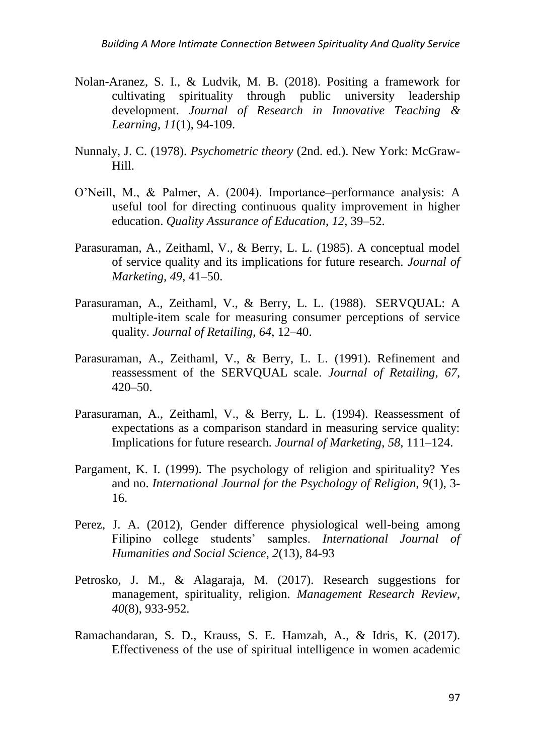Nolan-Aranez, S. I., & Ludvik, M. B. (2018). Positing a framework for cultivating spirituality through public university leadership development. *Journal of Research in Innovative Teaching & Learning*, *11*(1), 94-109.

Nunnaly, J. C. (1978). *Psychometric theory* (2nd. ed.). New York: McGraw-Hill.

O'Neill, M., & Palmer, A. (2004). Importance–performance analysis: A useful tool for directing continuous quality improvement in higher education. *Quality Assurance of Education*, *12*, 39–52.

Parasuraman, A., Zeithaml, V., & Berry, L. L. (1985). A conceptual model of service quality and its implications for future research. *Journal of Marketing*, *49*, 41–50.

Parasuraman, A., Zeithaml, V., & Berry, L. L. (1988). SERVQUAL: A multiple-item scale for measuring consumer perceptions of service quality. *Journal of Retailing*, *64*, 12–40.

Parasuraman, A., Zeithaml, V., & Berry, L. L. (1991). Refinement and reassessment of the SERVQUAL scale. *Journal of Retailing*, *67*, 420–50.

Parasuraman, A., Zeithaml, V., & Berry, L. L. (1994). Reassessment of expectations as a comparison standard in measuring service quality: Implications for future research. *Journal of Marketing*, *58*, 111–124.

Pargament, K. I. (1999). The psychology of religion and spirituality? Yes and no. *International Journal for the Psychology of Religion*, *9*(1), 3-16.

Perez, J. A. (2012), Gender difference physiological well-being among Filipino college students' samples. *International Journal of Humanities and Social Science*, *2*(13), 84-93

Petrosko, J. M., & Alagaraja, M. (2017). Research suggestions for management, spirituality, religion. *Management Research Review*, *40*(8), 933-952.

Ramachandaran, S. D., Krauss, S. E. Hamzah, A., & Idris, K. (2017). Effectiveness of the use of spiritual intelligence in women academic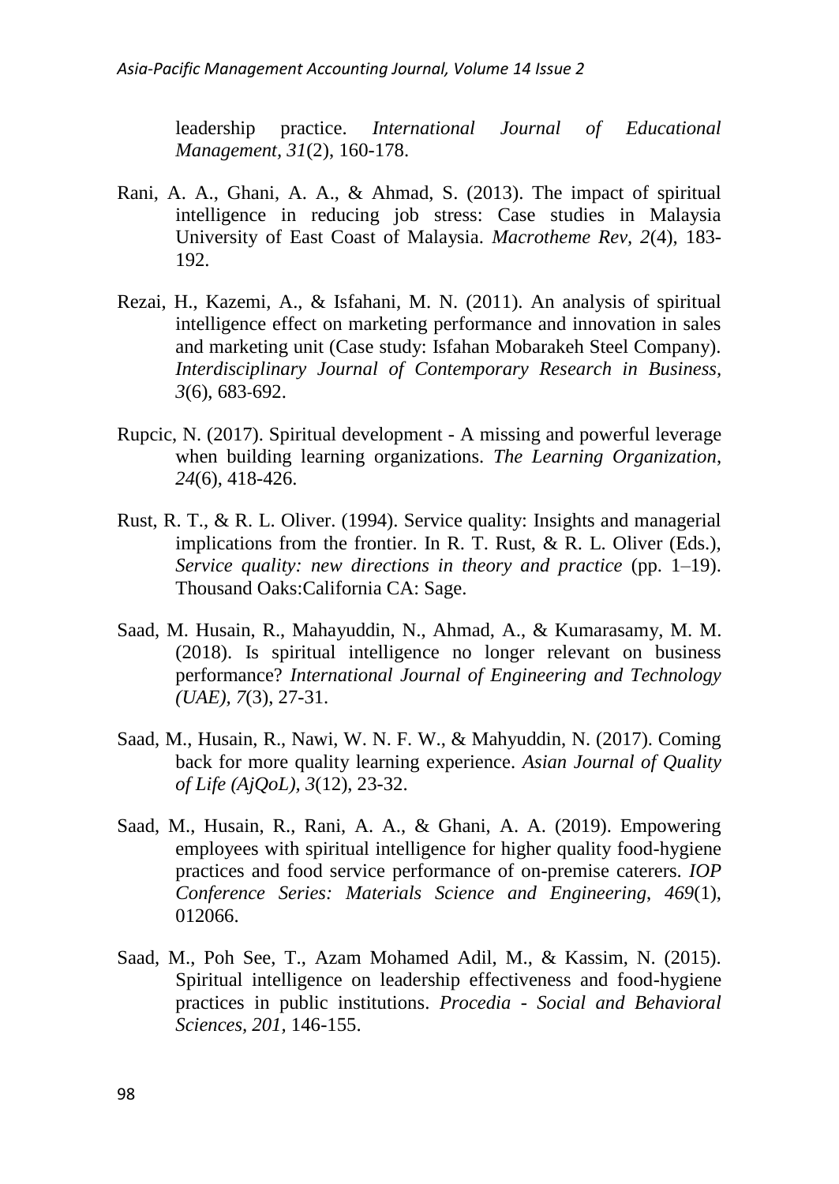leadership practice. *International Journal of Educational Management*, *31*(2), 160-178.

Rani, A. A., Ghani, A. A., & Ahmad, S. (2013). The impact of spiritual intelligence in reducing job stress: Case studies in Malaysia University of East Coast of Malaysia. *Macrotheme Rev*, *2*(4), 183-192.

Rezai, H., Kazemi, A., & Isfahani, M. N. (2011). An analysis of spiritual intelligence effect on marketing performance and innovation in sales and marketing unit (Case study: Isfahan Mobarakeh Steel Company). *Interdisciplinary Journal of Contemporary Research in Business*, *3*(6), 683-692.

Rupcic, N. (2017). Spiritual development - A missing and powerful leverage when building learning organizations. *The Learning Organization*, *24*(6), 418-426.

Rust, R. T., & R. L. Oliver. (1994). Service quality: Insights and managerial implications from the frontier. In R. T. Rust, & R. L. Oliver (Eds.), *Service quality: new directions in theory and practice* (pp. 1–19). Thousand Oaks:California CA: Sage.

Saad, M. Husain, R., Mahayuddin, N., Ahmad, A., & Kumarasamy, M. M. (2018). Is spiritual intelligence no longer relevant on business performance? *International Journal of Engineering and Technology (UAE)*, *7*(3), 27-31.

Saad, M., Husain, R., Nawi, W. N. F. W., & Mahyuddin, N. (2017). Coming back for more quality learning experience. *Asian Journal of Quality of Life (AjQoL)*, *3*(12), 23-32.

Saad, M., Husain, R., Rani, A. A., & Ghani, A. A. (2019). Empowering employees with spiritual intelligence for higher quality food-hygiene practices and food service performance of on-premise caterers. *IOP Conference Series: Materials Science and Engineering*, *469*(1), 012066.

Saad, M., Poh See, T., Azam Mohamed Adil, M., & Kassim, N. (2015). Spiritual intelligence on leadership effectiveness and food-hygiene practices in public institutions. *Procedia - Social and Behavioral Sciences*, *201*, 146-155.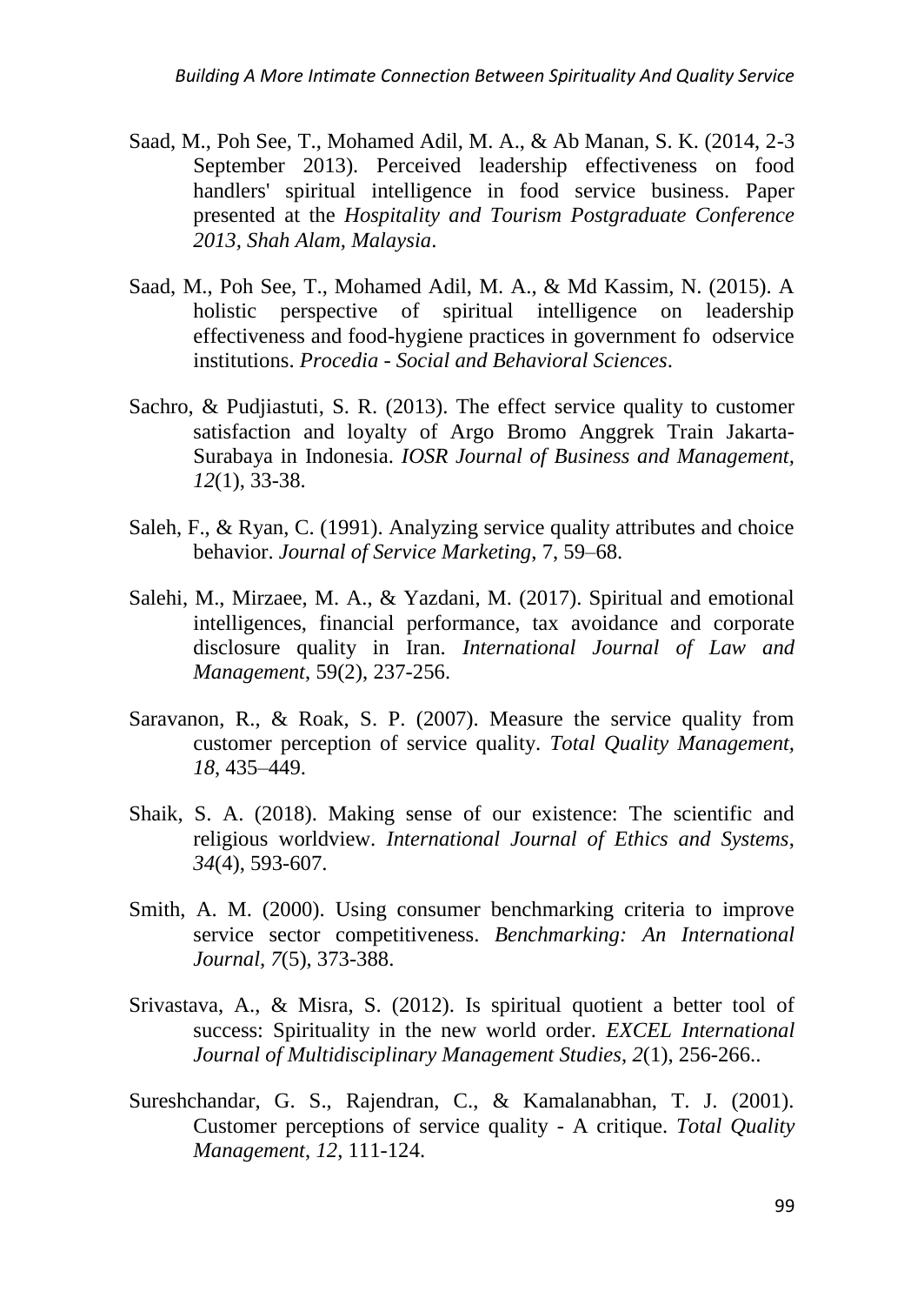Saad, M., Poh See, T., Mohamed Adil, M. A., & Ab Manan, S. K. (2014, 2-3 September 2013). Perceived leadership effectiveness on food handlers' spiritual intelligence in food service business. Paper presented at the *Hospitality and Tourism Postgraduate Conference 2013, Shah Alam, Malaysia*.

Saad, M., Poh See, T., Mohamed Adil, M. A., & Md Kassim, N. (2015). A holistic perspective of spiritual intelligence on leadership effectiveness and food-hygiene practices in government fo odservice institutions. *Procedia - Social and Behavioral Sciences*.

Sachro, & Pudjiastuti, S. R. (2013). The effect service quality to customer satisfaction and loyalty of Argo Bromo Anggrek Train Jakarta-Surabaya in Indonesia. *IOSR Journal of Business and Management, 12*(1), 33-38.

Saleh, F., & Ryan, C. (1991). Analyzing service quality attributes and choice behavior. *Journal of Service Marketing*, 7, 59–68.

Salehi, M., Mirzaee, M. A., & Yazdani, M. (2017). Spiritual and emotional intelligences, financial performance, tax avoidance and corporate disclosure quality in Iran. *International Journal of Law and Management*, 59(2), 237-256.

Saravanon, R., & Roak, S. P. (2007). Measure the service quality from customer perception of service quality. *Total Quality Management, 18*, 435–449.

Shaik, S. A. (2018). Making sense of our existence: The scientific and religious worldview. *International Journal of Ethics and Systems, 34*(4), 593-607.

Smith, A. M. (2000). Using consumer benchmarking criteria to improve service sector competitiveness. *Benchmarking: An International Journal, 7*(5), 373-388.

Srivastava, A., & Misra, S. (2012). Is spiritual quotient a better tool of success: Spirituality in the new world order. *EXCEL International Journal of Multidisciplinary Management Studies, 2*(1), 256-266..

Sureshchandar, G. S., Rajendran, C., & Kamalanabhan, T. J. (2001). Customer perceptions of service quality - A critique. *Total Quality Management, 12*, 111-124.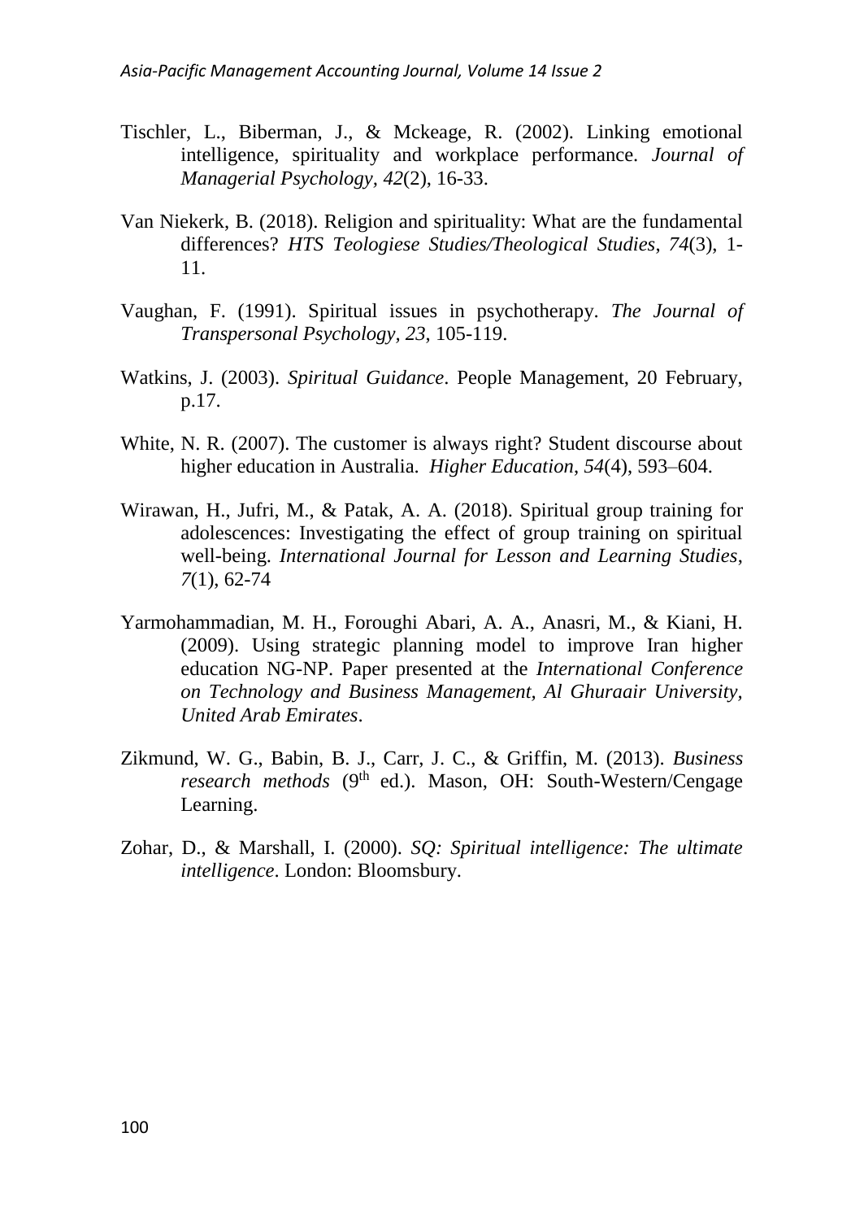Tischler, L., Biberman, J., & Mckeage, R. (2002). Linking emotional intelligence, spirituality and workplace performance. *Journal of Managerial Psychology, 42*(2), 16-33.

Van Niekerk, B. (2018). Religion and spirituality: What are the fundamental differences? *HTS Teologiese Studies/Theological Studies*, *74*(3), 1-11.

Vaughan, F. (1991). Spiritual issues in psychotherapy. *The Journal of Transpersonal Psychology, 23*, 105-119.

Watkins, J. (2003). *Spiritual Guidance*. People Management, 20 February, p.17.

White, N. R. (2007). The customer is always right? Student discourse about higher education in Australia. *Higher Education*, *54*(4), 593–604.

Wirawan, H., Jufri, M., & Patak, A. A. (2018). Spiritual group training for adolescences: Investigating the effect of group training on spiritual well-being. *International Journal for Lesson and Learning Studies, 7*(1), 62-74

Yarmohammadian, M. H., Foroughi Abari, A. A., Anasri, M., & Kiani, H. (2009). Using strategic planning model to improve Iran higher education NG-NP. Paper presented at the *International Conference on Technology and Business Management, Al Ghuraair University, United Arab Emirates*.

Zikmund, W. G., Babin, B. J., Carr, J. C., & Griffin, M. (2013). *Business research methods* (9th ed.). Mason, OH: South-Western/Cengage Learning.

Zohar, D., & Marshall, I. (2000). *SQ: Spiritual intelligence: The ultimate intelligence*. London: Bloomsbury.